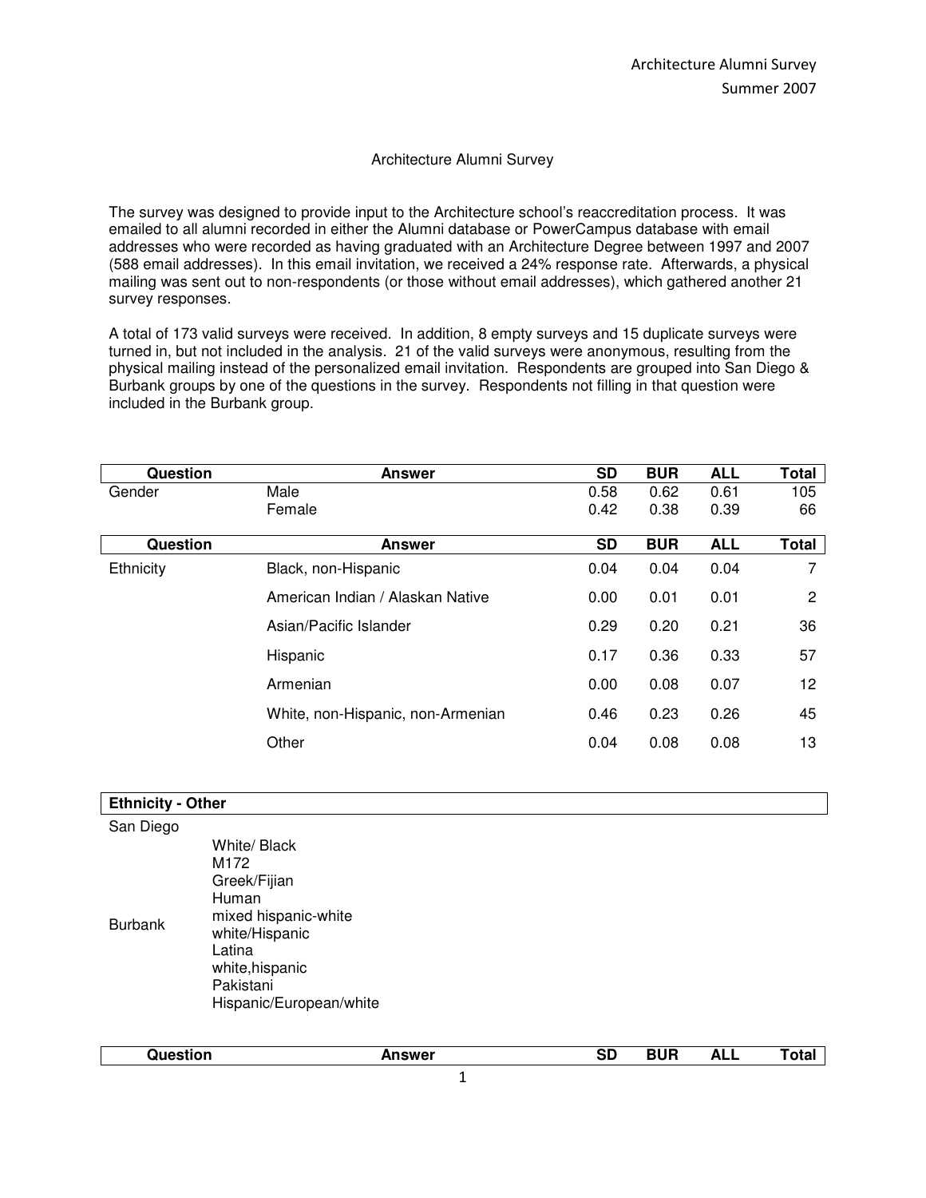# Architecture Alumni Survey

The survey was designed to provide input to the Architecture school's reaccreditation process. It was emailed to all alumni recorded in either the Alumni database or PowerCampus database with email addresses who were recorded as having graduated with an Architecture Degree between 1997 and 2007 (588 email addresses). In this email invitation, we received a 24% response rate. Afterwards, a physical mailing was sent out to non-respondents (or those without email addresses), which gathered another 21 survey responses.

A total of 173 valid surveys were received. In addition, 8 empty surveys and 15 duplicate surveys were turned in, but not included in the analysis. 21 of the valid surveys were anonymous, resulting from the physical mailing instead of the personalized email invitation. Respondents are grouped into San Diego & Burbank groups by one of the questions in the survey. Respondents not filling in that question were included in the Burbank group.

| Question | Answer | SD | BUR | ALL | Total |
|---|---|---|---|---|---|
| Gender | Male | 0.58 | 0.62 | 0.61 | 105 |
| | Female | 0.42 | 0.38 | 0.39 | 66 |

| Question | Answer | SD | BUR | ALL | Total |
|---|---|---|---|---|---|
| Ethnicity | Black, non-Hispanic | 0.04 | 0.04 | 0.04 | 7 |
| | American Indian / Alaskan Native | 0.00 | 0.01 | 0.01 | 2 |
| | Asian/Pacific Islander | 0.29 | 0.20 | 0.21 | 36 |
| | Hispanic | 0.17 | 0.36 | 0.33 | 57 |
| | Armenian | 0.00 | 0.08 | 0.07 | 12 |
| | White, non-Hispanic, non-Armenian | 0.46 | 0.23 | 0.26 | 45 |
| | Other | 0.04 | 0.08 | 0.08 | 13 |

| Ethnicity - Other | |
|---|---|
| San Diego | |
| | White/ Black |
| | M172 |
| | Greek/Fijian |
| | Human |
| Burbank | mixed hispanic-white |
| | white/Hispanic |
| | Latina |
| | white,hispanic |
| | Pakistani |
| | Hispanic/European/white |

| Question | Answer | SD | BUR | ALL | Total |
|---|---|---|---|---|---|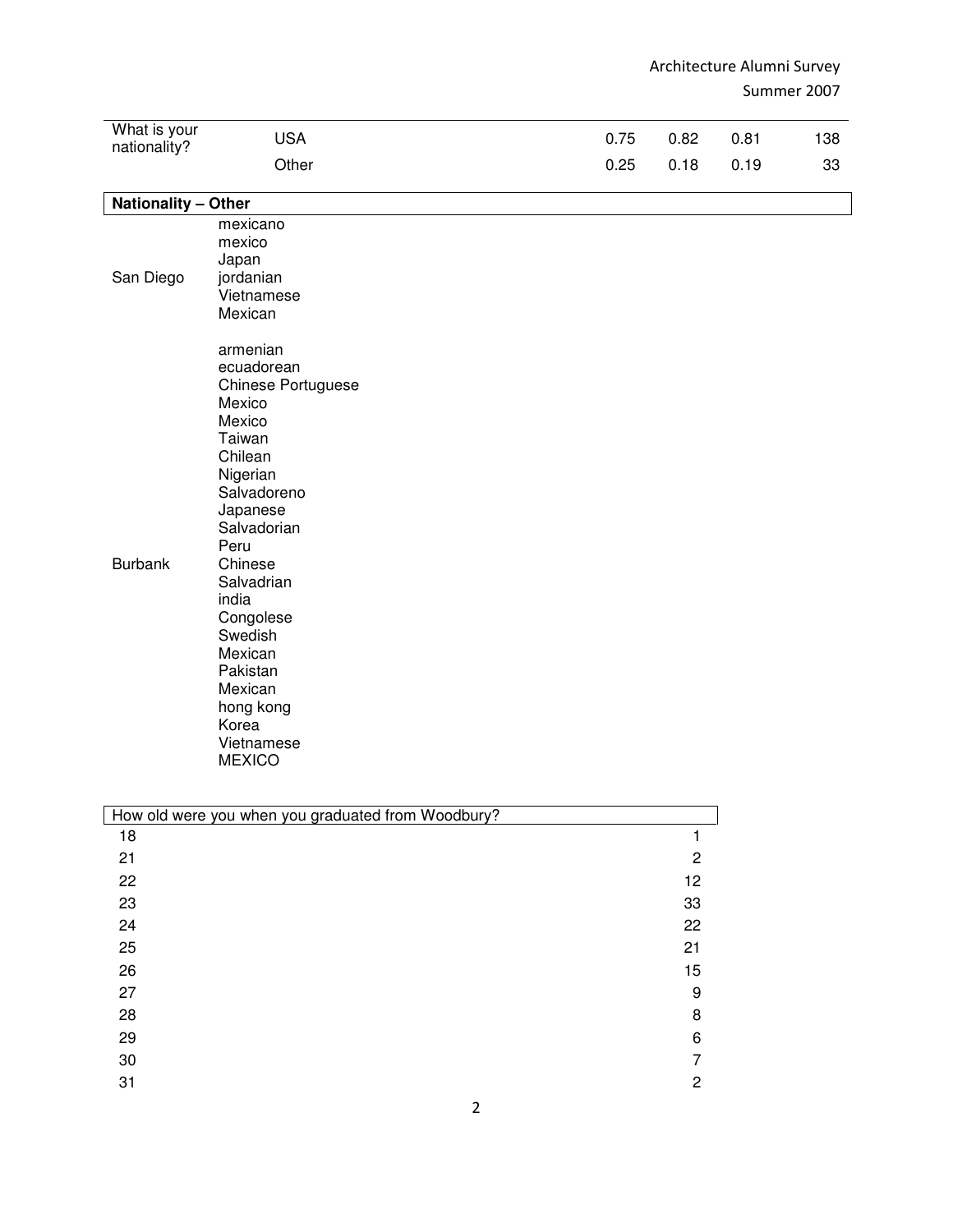| What is your nationality? | | | | | |
|---|---|---|---|---|---|
| | USA | 0.75 | 0.82 | 0.81 | 138 |
| | Other | 0.25 | 0.18 | 0.19 | 33 |

| Nationality – Other | |
|---|---|
| San Diego | mexicano<br>mexico<br>Japan<br>jordanian<br>Vietnamese<br>Mexican |
| Burbank | armenian<br>ecuadorean<br>Chinese Portuguese<br>Mexico<br>Mexico<br>Taiwan<br>Chilean<br>Nigerian<br>Salvadoreno<br>Japanese<br>Salvadorian<br>Peru<br>Chinese<br>Salvadrian<br>india<br>Congolese<br>Swedish<br>Mexican<br>Pakistan<br>Mexican<br>hong kong<br>Korea<br>Vietnamese<br>MEXICO |

| How old were you when you graduated from Woodbury? | |
|---|---|
| 18 | 1 |
| 21 | 2 |
| 22 | 12 |
| 23 | 33 |
| 24 | 22 |
| 25 | 21 |
| 26 | 15 |
| 27 | 9 |
| 28 | 8 |
| 29 | 6 |
| 30 | 7 |
| 31 | 2 |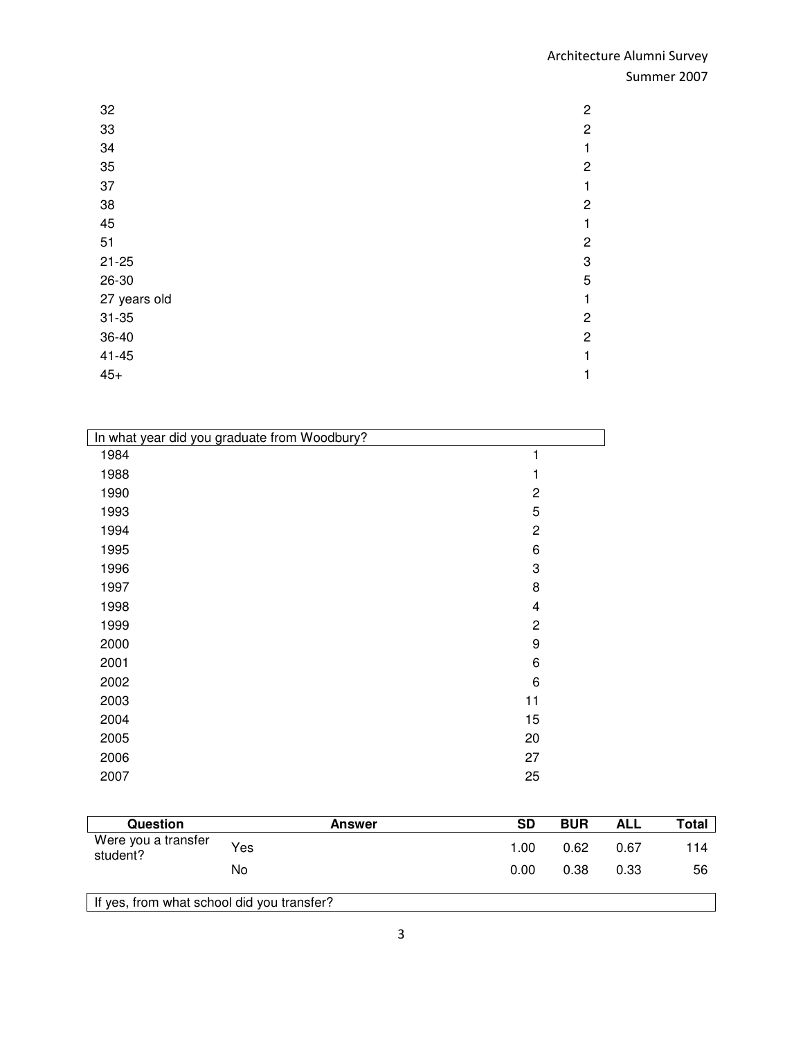| | |
|---|---|
| 32 | 2 |
| 33 | 2 |
| 34 | 1 |
| 35 | 2 |
| 37 | 1 |
| 38 | 2 |
| 45 | 1 |
| 51 | 2 |
| 21-25 | 3 |
| 26-30 | 5 |
| 27 years old | 1 |
| 31-35 | 2 |
| 36-40 | 2 |
| 41-45 | 1 |
| 45+ | 1 |

| In what year did you graduate from Woodbury? | |
|---|---|
| 1984 | 1 |
| 1988 | 1 |
| 1990 | 2 |
| 1993 | 5 |
| 1994 | 2 |
| 1995 | 6 |
| 1996 | 3 |
| 1997 | 8 |
| 1998 | 4 |
| 1999 | 2 |
| 2000 | 9 |
| 2001 | 6 |
| 2002 | 6 |
| 2003 | 11 |
| 2004 | 15 |
| 2005 | 20 |
| 2006 | 27 |
| 2007 | 25 |

| Question | Answer | SD | BUR | ALL | Total |
|---|---|---|---|---|---|
| Were you a transfer student? | Yes | 1.00 | 0.62 | 0.67 | 114 |
| | No | 0.00 | 0.38 | 0.33 | 56 |

| If yes, from what school did you transfer? |
|---|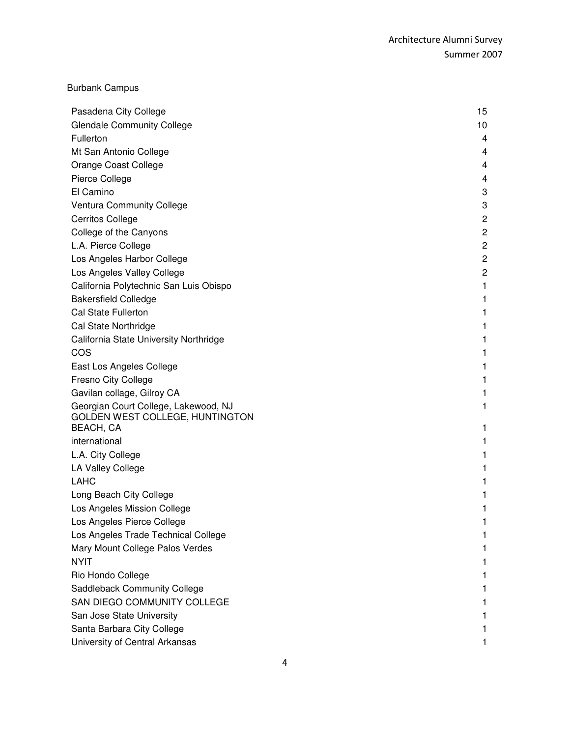Burbank Campus

| | |
|---|---|
| Pasadena City College | 15 |
| Glendale Community College | 10 |
| Fullerton | 4 |
| Mt San Antonio College | 4 |
| Orange Coast College | 4 |
| Pierce College | 4 |
| El Camino | 3 |
| Ventura Community College | 3 |
| Cerritos College | 2 |
| College of the Canyons | 2 |
| L.A. Pierce College | 2 |
| Los Angeles Harbor College | 2 |
| Los Angeles Valley College | 2 |
| California Polytechnic San Luis Obispo | 1 |
| Bakersfield Colledge | 1 |
| Cal State Fullerton | 1 |
| Cal State Northridge | 1 |
| California State University Northridge | 1 |
| COS | 1 |
| East Los Angeles College | 1 |
| Fresno City College | 1 |
| Gavilan collage, Gilroy CA | 1 |
| Georgian Court College, Lakewood, NJ | 1 |
| GOLDEN WEST COLLEGE, HUNTINGTON BEACH, CA | 1 |
| international | 1 |
| L.A. City College | 1 |
| LA Valley College | 1 |
| LAHC | 1 |
| Long Beach City College | 1 |
| Los Angeles Mission College | 1 |
| Los Angeles Pierce College | 1 |
| Los Angeles Trade Technical College | 1 |
| Mary Mount College Palos Verdes | 1 |
| NYIT | 1 |
| Rio Hondo College | 1 |
| Saddleback Community College | 1 |
| SAN DIEGO COMMUNITY COLLEGE | 1 |
| San Jose State University | 1 |
| Santa Barbara City College | 1 |
| University of Central Arkansas | 1 |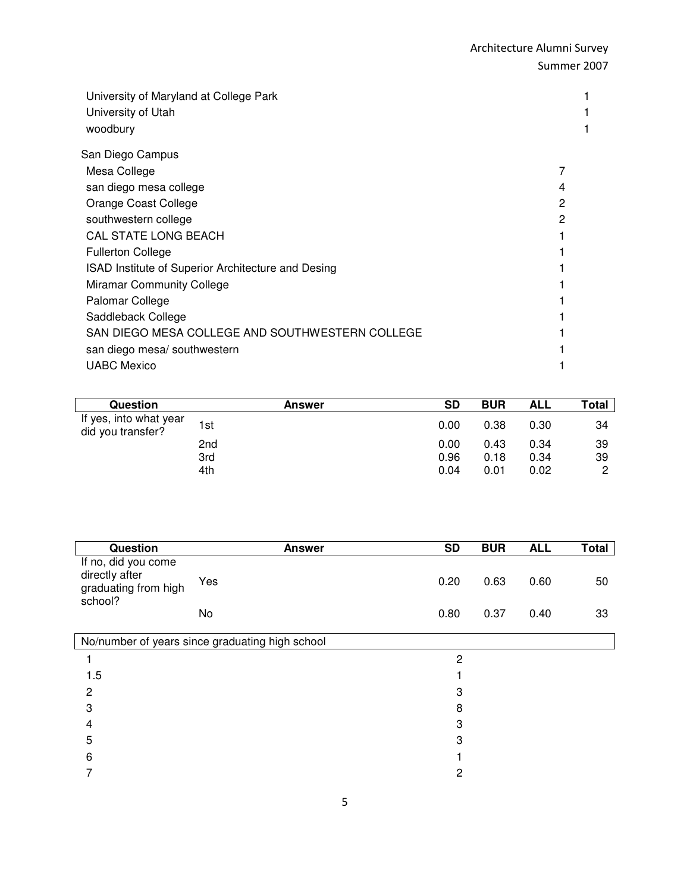| | |
|---|---|
| University of Maryland at College Park | 1 |
| University of Utah | 1 |
| woodbury | 1 |

San Diego Campus

| | |
|---|---|
| Mesa College | 7 |
| san diego mesa college | 4 |
| Orange Coast College | 2 |
| southwestern college | 2 |
| CAL STATE LONG BEACH | 1 |
| Fullerton College | 1 |
| ISAD Institute of Superior Architecture and Desing | 1 |
| Miramar Community College | 1 |
| Palomar College | 1 |
| Saddleback College | 1 |
| SAN DIEGO MESA COLLEGE AND SOUTHWESTERN COLLEGE | 1 |
| san diego mesa/ southwestern | 1 |
| UABC Mexico | 1 |

| Question | Answer | SD | BUR | ALL | Total |
|---|---|---|---|---|---|
| If yes, into what year did you transfer? | 1st | 0.00 | 0.38 | 0.30 | 34 |
| | 2nd | 0.00 | 0.43 | 0.34 | 39 |
| | 3rd | 0.96 | 0.18 | 0.34 | 39 |
| | 4th | 0.04 | 0.01 | 0.02 | 2 |

| Question | Answer | SD | BUR | ALL | Total |
|---|---|---|---|---|---|
| If no, did you come directly after graduating from high school? | Yes | 0.20 | 0.63 | 0.60 | 50 |
| | No | 0.80 | 0.37 | 0.40 | 33 |

| No/number of years since graduating high school | |
|---|---|
| 1 | 2 |
| 1.5 | 1 |
| 2 | 3 |
| 3 | 8 |
| 4 | 3 |
| 5 | 3 |
| 6 | 1 |
| 7 | 2 |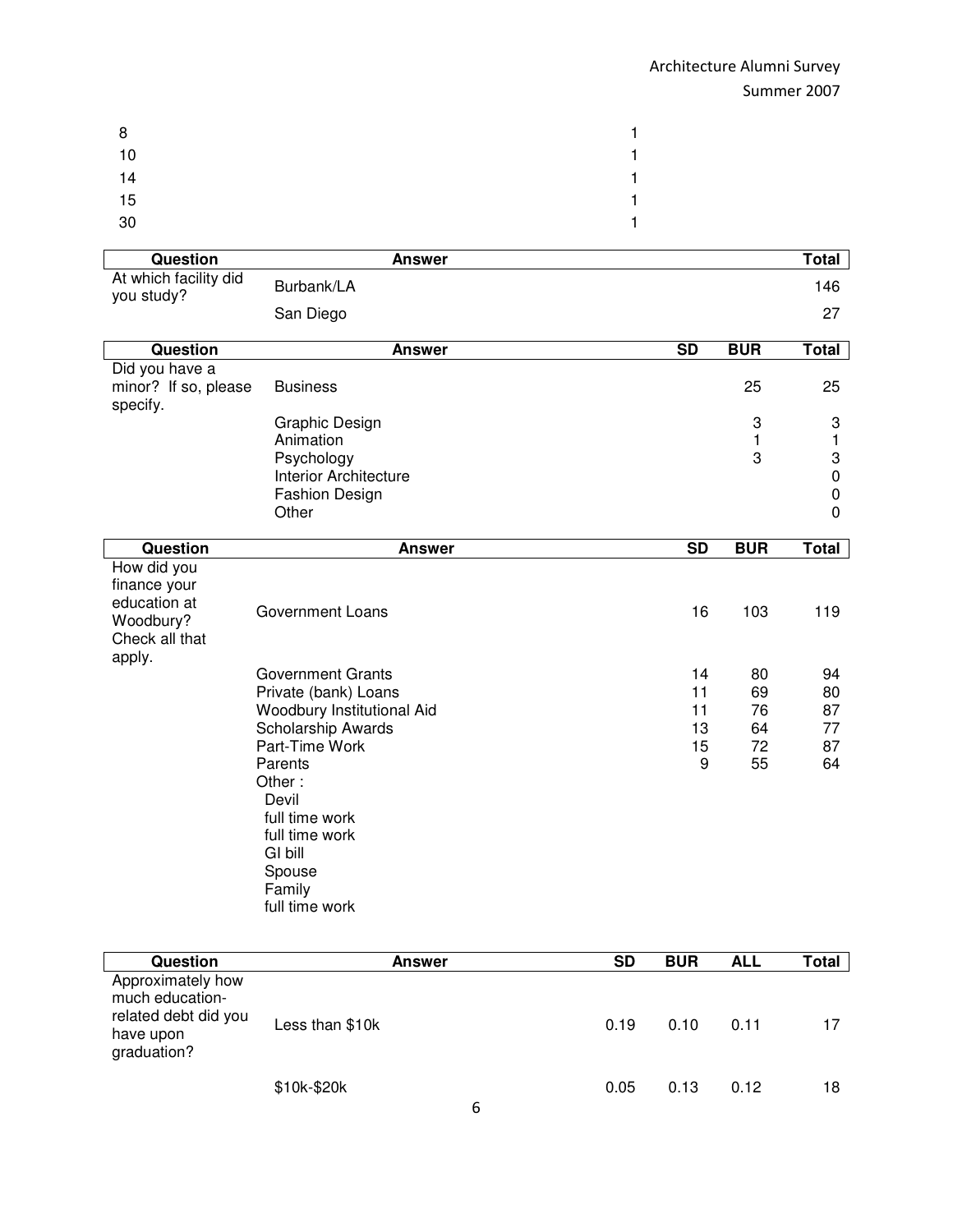| | |
|---|---|
| 8 | 1 |
| 10 | 1 |
| 14 | 1 |
| 15 | 1 |
| 30 | 1 |

| Question | Answer | Total |
|---|---|---|
| At which facility did you study? | Burbank/LA | 146 |
| | San Diego | 27 |

| Question | Answer | SD | BUR | Total |
|---|---|---|---|---|
| Did you have a minor? If so, please specify. | Business | | 25 | 25 |
| | Graphic Design | | 3 | 3 |
| | Animation | | 1 | 1 |
| | Psychology | | 3 | 3 |
| | Interior Architecture | | | 0 |
| | Fashion Design | | | 0 |
| | Other | | | 0 |

| Question | Answer | SD | BUR | Total |
|---|---|---|---|---|
| How did you finance your education at Woodbury? Check all that apply. | Government Loans | 16 | 103 | 119 |
| | Government Grants | 14 | 80 | 94 |
| | Private (bank) Loans | 11 | 69 | 80 |
| | Woodbury Institutional Aid | 11 | 76 | 87 |
| | Scholarship Awards | 13 | 64 | 77 |
| | Part-Time Work | 15 | 72 | 87 |
| | Parents | 9 | 55 | 64 |
| | Other : | | | |
| | Devil | | | |
| | full time work | | | |
| | full time work | | | |
| | GI bill | | | |
| | Spouse | | | |
| | Family | | | |
| | full time work | | | |

| Question | Answer | SD | BUR | ALL | Total |
|---|---|---|---|---|---|
| Approximately how much education-related debt did you have upon graduation? | Less than $10k | 0.19 | 0.10 | 0.11 | 17 |
| | $10k-$20k | 0.05 | 0.13 | 0.12 | 18 |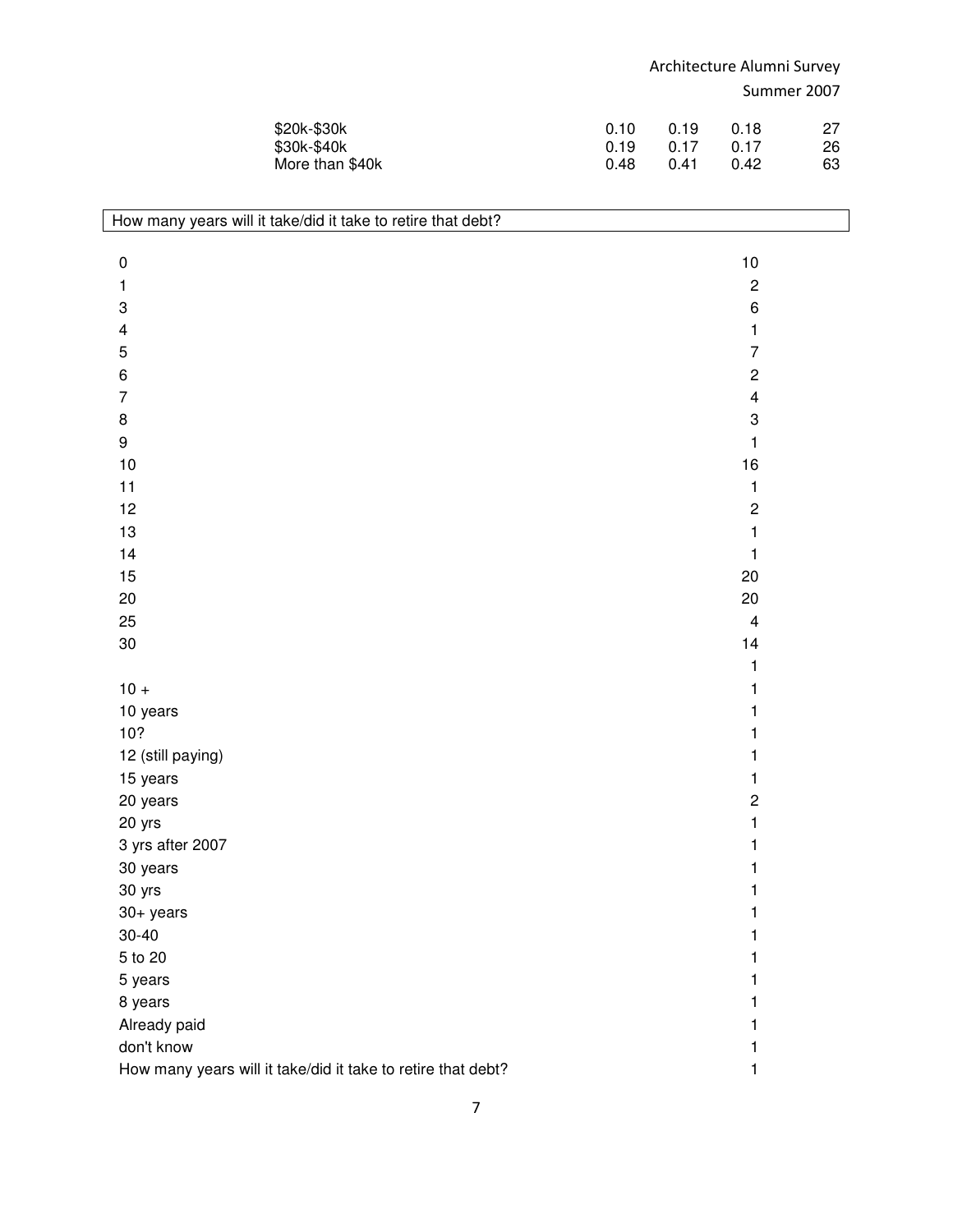| | | | | |
|---|---|---|---|---|
| $20k-$30k | 0.10 | 0.19 | 0.18 | 27 |
| $30k-$40k | 0.19 | 0.17 | 0.17 | 26 |
| More than $40k | 0.48 | 0.41 | 0.42 | 63 |

| How many years will it take/did it take to retire that debt? | |
|---|---|
| 0 | 10 |
| 1 | 2 |
| 3 | 6 |
| 4 | 1 |
| 5 | 7 |
| 6 | 2 |
| 7 | 4 |
| 8 | 3 |
| 9 | 1 |
| 10 | 16 |
| 11 | 1 |
| 12 | 2 |
| 13 | 1 |
| 14 | 1 |
| 15 | 20 |
| 20 | 20 |
| 25 | 4 |
| 30 | 14 |
| | 1 |
| 10 + | 1 |
| 10 years | 1 |
| 10? | 1 |
| 12 (still paying) | 1 |
| 15 years | 1 |
| 20 years | 2 |
| 20 yrs | 1 |
| 3 yrs after 2007 | 1 |
| 30 years | 1 |
| 30 yrs | 1 |
| 30+ years | 1 |
| 30-40 | 1 |
| 5 to 20 | 1 |
| 5 years | 1 |
| 8 years | 1 |
| Already paid | 1 |
| don't know | 1 |
| How many years will it take/did it take to retire that debt? | 1 |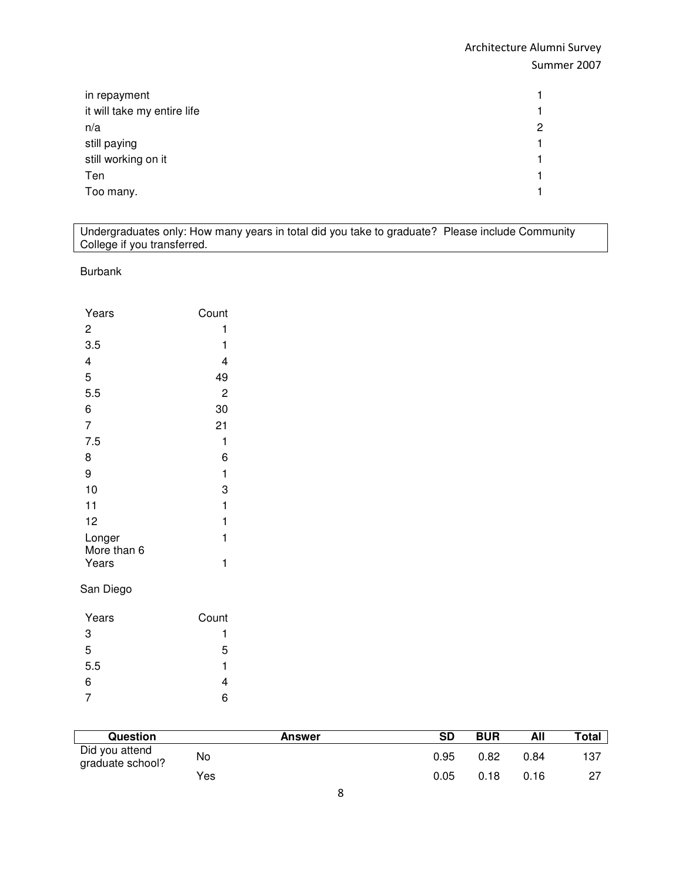| | |
|---|---|
| in repayment | 1 |
| it will take my entire life | 1 |
| n/a | 2 |
| still paying | 1 |
| still working on it | 1 |
| Ten | 1 |
| Too many. | 1 |

**Undergraduates only: How many years in total did you take to graduate? Please include Community College if you transferred.**

Burbank

| Years | Count |
|---|---|
| 2 | 1 |
| 3.5 | 1 |
| 4 | 4 |
| 5 | 49 |
| 5.5 | 2 |
| 6 | 30 |
| 7 | 21 |
| 7.5 | 1 |
| 8 | 6 |
| 9 | 1 |
| 10 | 3 |
| 11 | 1 |
| 12 | 1 |
| Longer | 1 |
| More than 6 Years | 1 |

San Diego

| Years | Count |
|---|---|
| 3 | 1 |
| 5 | 5 |
| 5.5 | 1 |
| 6 | 4 |
| 7 | 6 |

| Question | Answer | SD | BUR | All | Total |
|---|---|---|---|---|---|
| Did you attend graduate school? | No | 0.95 | 0.82 | 0.84 | 137 |
| | Yes | 0.05 | 0.18 | 0.16 | 27 |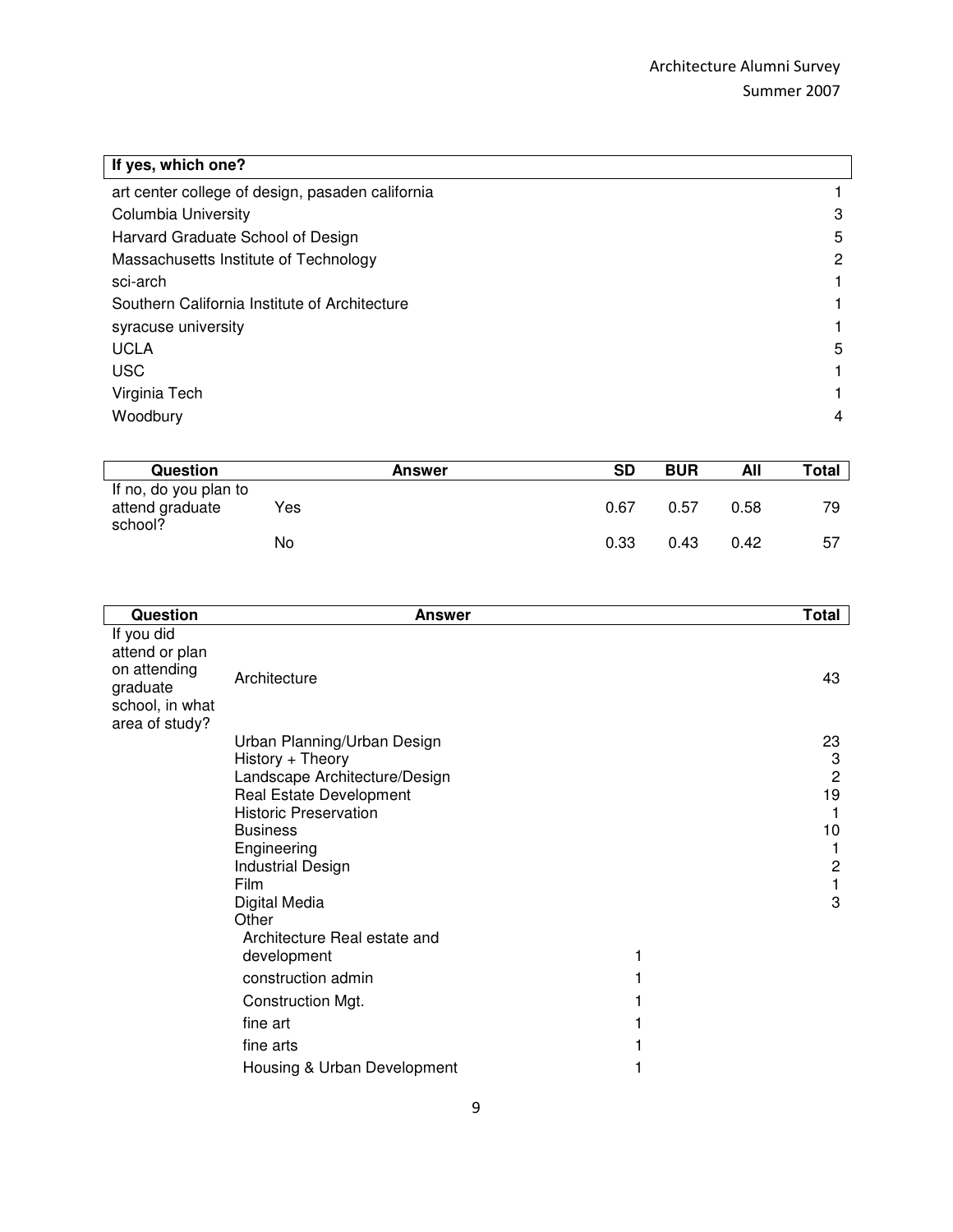| If yes, which one? | |
|---|---|
| art center college of design, pasaden california | 1 |
| Columbia University | 3 |
| Harvard Graduate School of Design | 5 |
| Massachusetts Institute of Technology | 2 |
| sci-arch | 1 |
| Southern California Institute of Architecture | 1 |
| syracuse university | 1 |
| UCLA | 5 |
| USC | 1 |
| Virginia Tech | 1 |
| Woodbury | 4 |

| Question | Answer | SD | BUR | All | Total |
|---|---|---|---|---|---|
| If no, do you plan to attend graduate school? | Yes | 0.67 | 0.57 | 0.58 | 79 |
| | No | 0.33 | 0.43 | 0.42 | 57 |

| Question | Answer | | Total |
|---|---|---|---|
| If you did attend or plan on attending graduate school, in what area of study? | Architecture | | 43 |
| | Urban Planning/Urban Design | | 23 |
| | History + Theory | | 3 |
| | Landscape Architecture/Design | | 2 |
| | Real Estate Development | | 19 |
| | Historic Preservation | | 1 |
| | Business | | 10 |
| | Engineering | | 1 |
| | Industrial Design | | 2 |
| | Film | | 1 |
| | Digital Media | | 3 |
| | Other | | |
| | Architecture Real estate and development | 1 | |
| | construction admin | 1 | |
| | Construction Mgt. | 1 | |
| | fine art | 1 | |
| | fine arts | 1 | |
| | Housing & Urban Development | 1 | |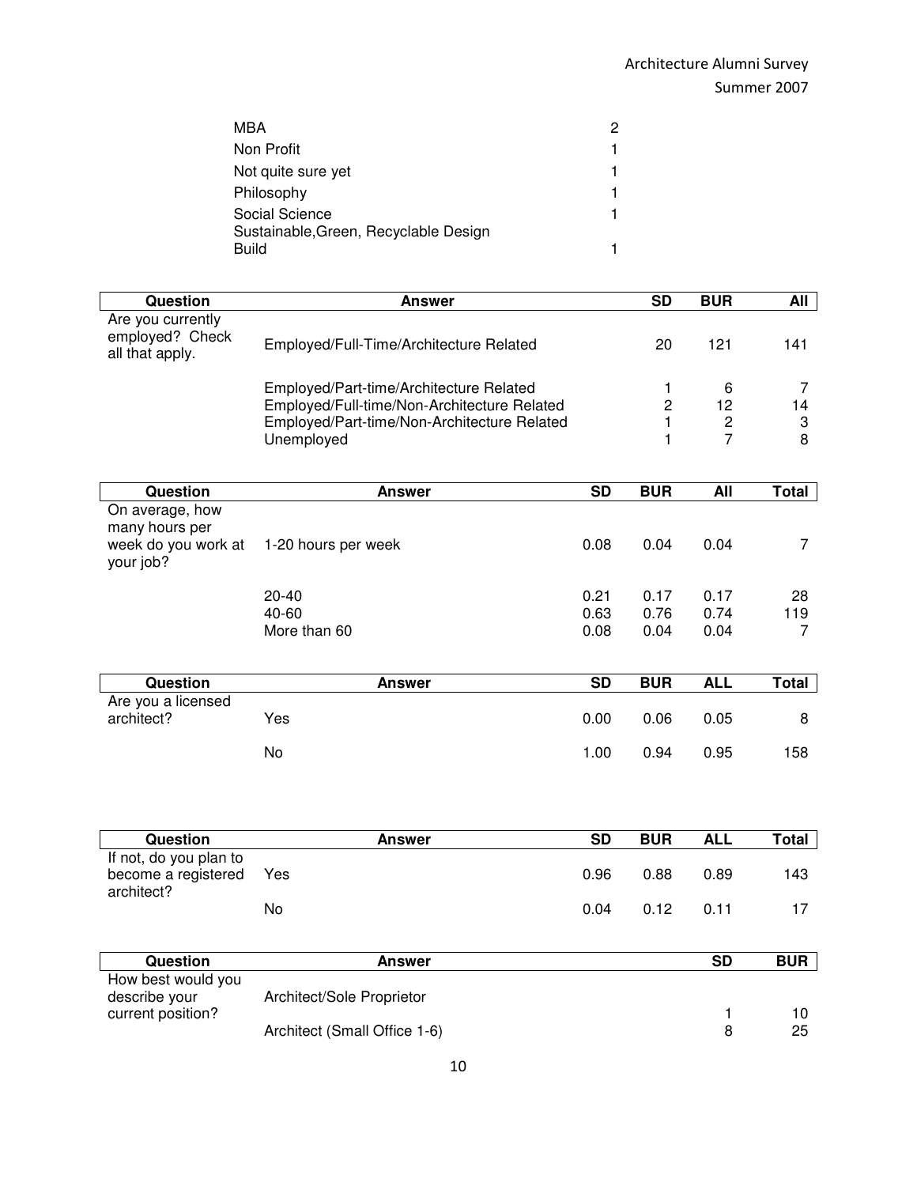| | |
|---|---|
| MBA | 2 |
| Non Profit | 1 |
| Not quite sure yet | 1 |
| Philosophy | 1 |
| Social Science | 1 |
| Sustainable,Green, Recyclable Design Build | 1 |

| Question | Answer | SD | BUR | All |
|---|---|---|---|---|
| Are you currently employed? Check all that apply. | Employed/Full-Time/Architecture Related | 20 | 121 | 141 |
| | Employed/Part-time/Architecture Related | 1 | 6 | 7 |
| | Employed/Full-time/Non-Architecture Related | 2 | 12 | 14 |
| | Employed/Part-time/Non-Architecture Related | 1 | 2 | 3 |
| | Unemployed | 1 | 7 | 8 |

| Question | Answer | SD | BUR | All | Total |
|---|---|---|---|---|---|
| On average, how many hours per week do you work at your job? | 1-20 hours per week | 0.08 | 0.04 | 0.04 | 7 |
| | 20-40 | 0.21 | 0.17 | 0.17 | 28 |
| | 40-60 | 0.63 | 0.76 | 0.74 | 119 |
| | More than 60 | 0.08 | 0.04 | 0.04 | 7 |

| Question | Answer | SD | BUR | ALL | Total |
|---|---|---|---|---|---|
| Are you a licensed architect? | Yes | 0.00 | 0.06 | 0.05 | 8 |
| | No | 1.00 | 0.94 | 0.95 | 158 |

| Question | Answer | SD | BUR | ALL | Total |
|---|---|---|---|---|---|
| If not, do you plan to become a registered architect? | Yes | 0.96 | 0.88 | 0.89 | 143 |
| | No | 0.04 | 0.12 | 0.11 | 17 |

| Question | Answer | SD | BUR |
|---|---|---|---|
| How best would you describe your current position? | Architect/Sole Proprietor | 1 | 10 |
| | Architect (Small Office 1-6) | 8 | 25 |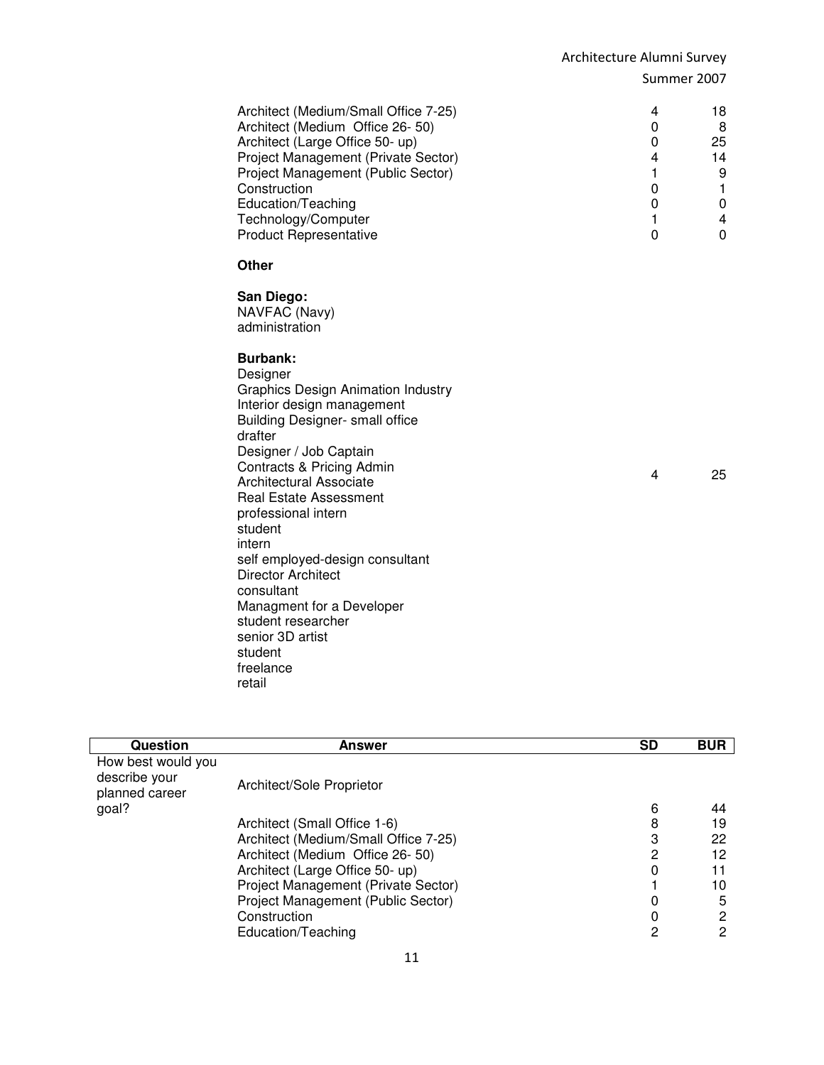| | | | |
|---|---|---|---|
| | Architect (Medium/Small Office 7-25) | 4 | 18 |
| | Architect (Medium Office 26- 50) | 0 | 8 |
| | Architect (Large Office 50- up) | 0 | 25 |
| | Project Management (Private Sector) | 4 | 14 |
| | Project Management (Public Sector) | 1 | 9 |
| | Construction | 0 | 1 |
| | Education/Teaching | 0 | 0 |
| | Technology/Computer | 1 | 4 |
| | Product Representative | 0 | 0 |
| | **Other**<br><br>**San Diego:**<br>NAVFAC (Navy)<br>administration<br><br>**Burbank:**<br>Designer<br>Graphics Design Animation Industry<br>Interior design management<br>Building Designer- small office<br>drafter<br>Designer / Job Captain<br>Contracts & Pricing Admin<br>Architectural Associate<br>Real Estate Assessment<br>professional intern<br>student<br>intern<br>self employed-design consultant<br>Director Architect<br>consultant<br>Managment for a Developer<br>student researcher<br>senior 3D artist<br>student<br>freelance<br>retail | 4 | 25 |

| Question | Answer | SD | BUR |
|---|---|---|---|
| How best would you describe your planned career goal? | Architect/Sole Proprietor | 6 | 44 |
| | Architect (Small Office 1-6) | 8 | 19 |
| | Architect (Medium/Small Office 7-25) | 3 | 22 |
| | Architect (Medium Office 26- 50) | 2 | 12 |
| | Architect (Large Office 50- up) | 0 | 11 |
| | Project Management (Private Sector) | 1 | 10 |
| | Project Management (Public Sector) | 0 | 5 |
| | Construction | 0 | 2 |
| | Education/Teaching | 2 | 2 |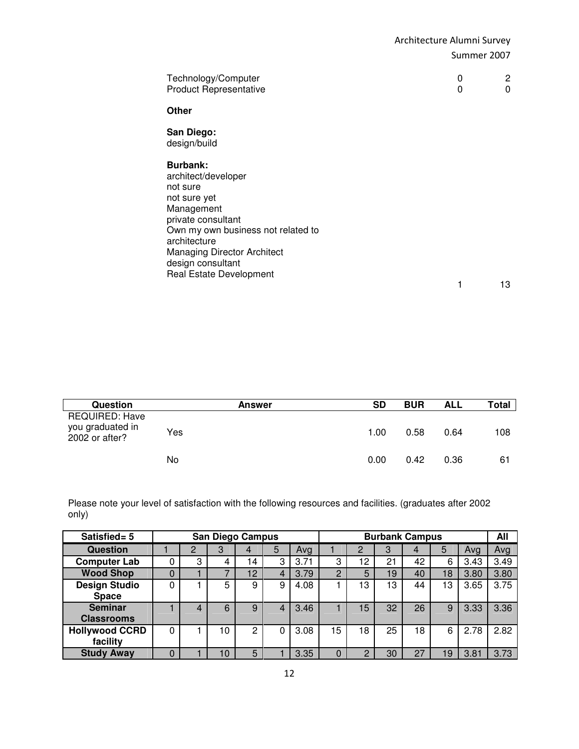| | | |
|---|---|---|
| Technology/Computer | 0 | 2 |
| Product Representative | 0 | 0 |

**Other**

**San Diego:**
design/build

**Burbank:**
architect/developer
not sure
not sure yet
Management
private consultant
Own my own business not related to architecture
Managing Director Architect
design consultant
Real Estate Development

| | | |
|---|---|---|
| | 1 | 13 |

| Question | Answer | SD | BUR | ALL | Total |
|---|---|---|---|---|---|
| REQUIRED: Have you graduated in 2002 or after? | Yes | 1.00 | 0.58 | 0.64 | 108 |
| | No | 0.00 | 0.42 | 0.36 | 61 |

Please note your level of satisfaction with the following resources and facilities. (graduates after 2002 only)

| Satisfied= 5 | San Diego Campus | | | | | | Burbank Campus | | | | | | All |
|---|---|---|---|---|---|---|---|---|---|---|---|---|---|
| Question | 1 | 2 | 3 | 4 | 5 | Avg | 1 | 2 | 3 | 4 | 5 | Avg | Avg |
| Computer Lab | 0 | 3 | 4 | 14 | 3 | 3.71 | 3 | 12 | 21 | 42 | 6 | 3.43 | 3.49 |
| Wood Shop | 0 | 1 | 7 | 12 | 4 | 3.79 | 2 | 5 | 19 | 40 | 18 | 3.80 | 3.80 |
| Design Studio Space | 0 | 1 | 5 | 9 | 9 | 4.08 | 1 | 13 | 13 | 44 | 13 | 3.65 | 3.75 |
| Seminar Classrooms | 1 | 4 | 6 | 9 | 4 | 3.46 | 1 | 15 | 32 | 26 | 9 | 3.33 | 3.36 |
| Hollywood CCRD facility | 0 | 1 | 10 | 2 | 0 | 3.08 | 15 | 18 | 25 | 18 | 6 | 2.78 | 2.82 |
| Study Away | 0 | 1 | 10 | 5 | 1 | 3.35 | 0 | 2 | 30 | 27 | 19 | 3.81 | 3.73 |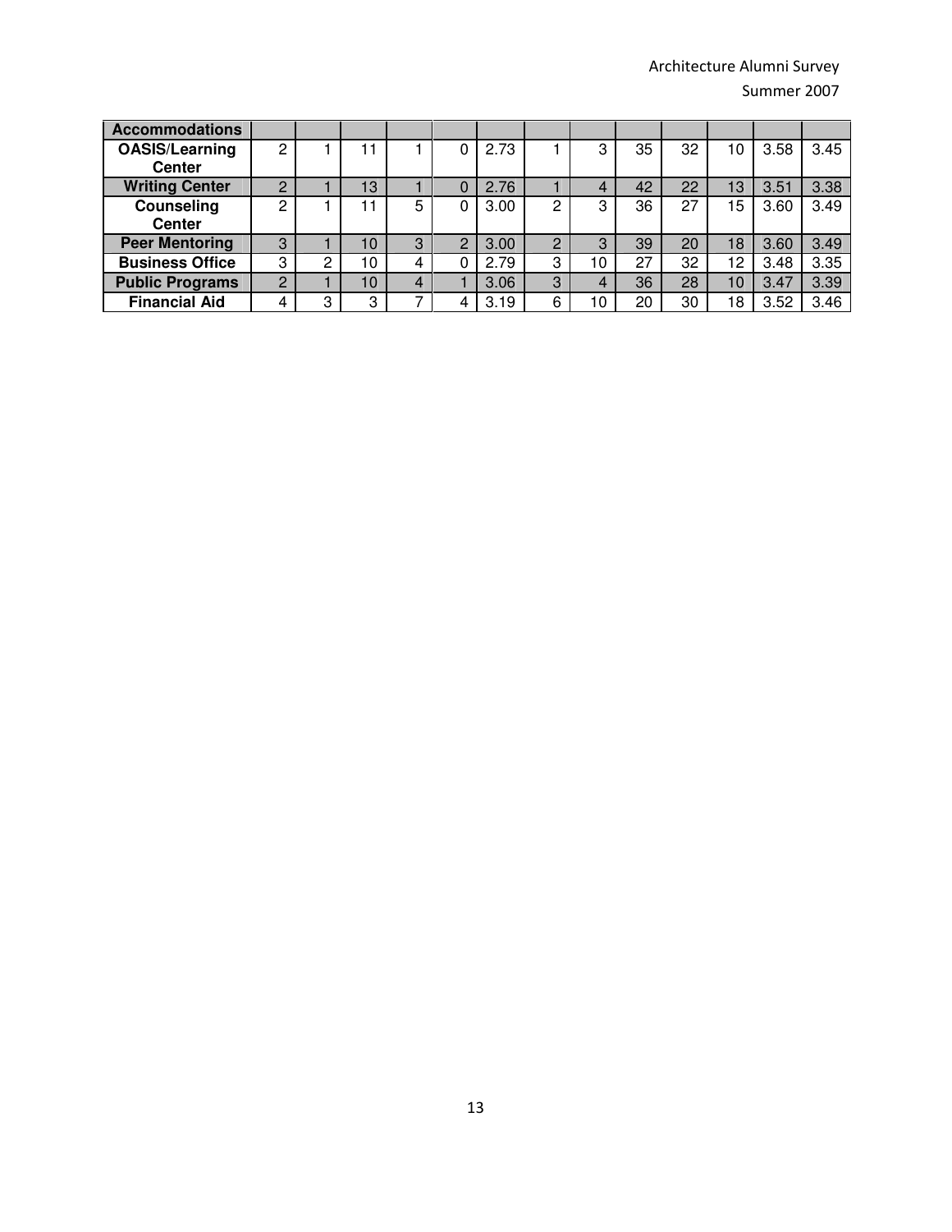| Accommodations | | | | | | | | | | | | |
|---|---|---|---|---|---|---|---|---|---|---|---|---|
| **OASIS/Learning Center** | 2 | 1 | 11 | 1 | 0 | 2.73 | 1 | 3 | 35 | 32 | 10 | 3.58 | 3.45 |
| **Writing Center** | 2 | 1 | 13 | 1 | 0 | 2.76 | 1 | 4 | 42 | 22 | 13 | 3.51 | 3.38 |
| **Counseling Center** | 2 | 1 | 11 | 5 | 0 | 3.00 | 2 | 3 | 36 | 27 | 15 | 3.60 | 3.49 |
| **Peer Mentoring** | 3 | 1 | 10 | 3 | 2 | 3.00 | 2 | 3 | 39 | 20 | 18 | 3.60 | 3.49 |
| **Business Office** | 3 | 2 | 10 | 4 | 0 | 2.79 | 3 | 10 | 27 | 32 | 12 | 3.48 | 3.35 |
| **Public Programs** | 2 | 1 | 10 | 4 | 1 | 3.06 | 3 | 4 | 36 | 28 | 10 | 3.47 | 3.39 |
| **Financial Aid** | 4 | 3 | 3 | 7 | 4 | 3.19 | 6 | 10 | 20 | 30 | 18 | 3.52 | 3.46 |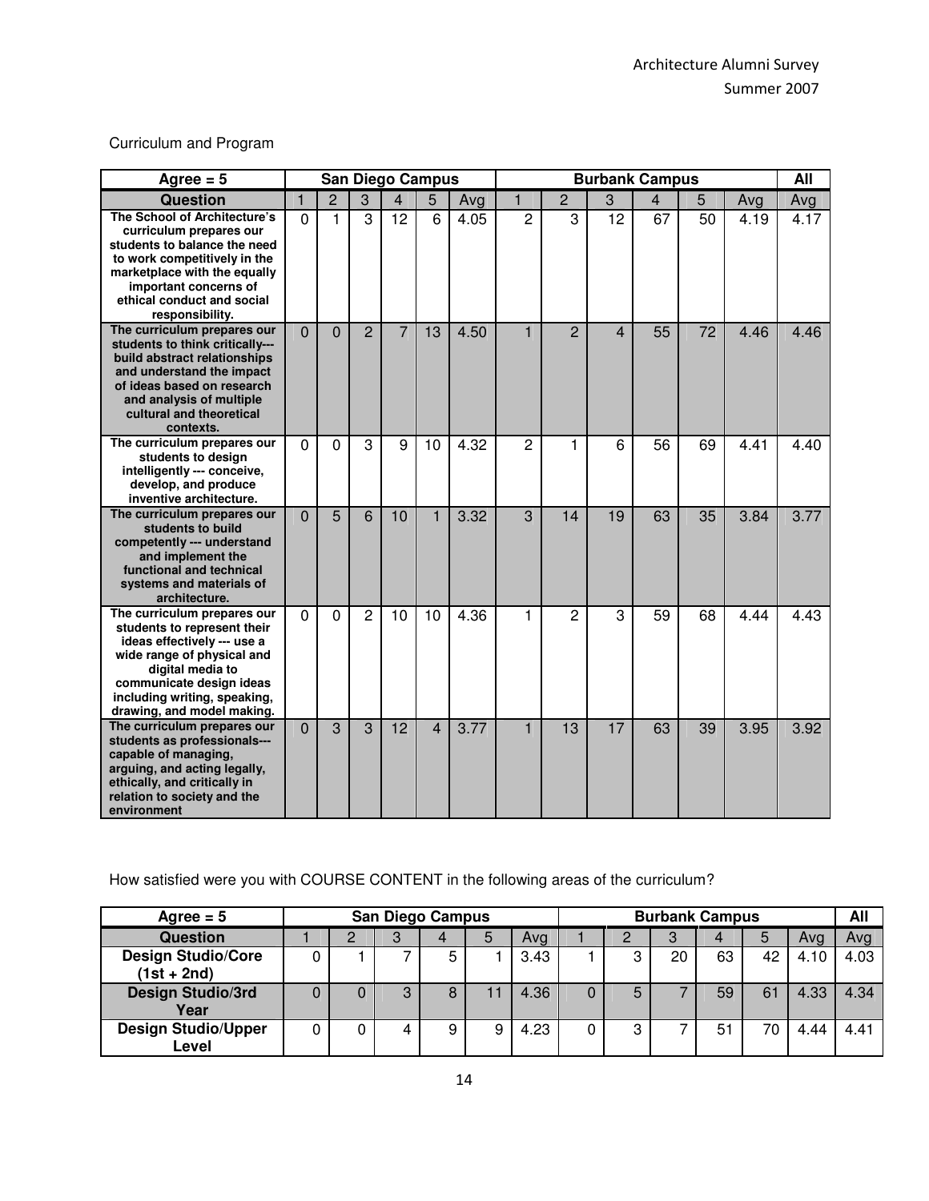Curriculum and Program

| Agree = 5 | San Diego Campus | | | | | | Burbank Campus | | | | | | All |
|---|---|---|---|---|---|---|---|---|---|---|---|---|---|
| **Question** | 1 | 2 | 3 | 4 | 5 | Avg | 1 | 2 | 3 | 4 | 5 | Avg | Avg |
| **The School of Architecture's curriculum prepares our students to balance the need to work competitively in the marketplace with the equally important concerns of ethical conduct and social responsibility.** | 0 | 1 | 3 | 12 | 6 | 4.05 | 2 | 3 | 12 | 67 | 50 | 4.19 | 4.17 |
| **The curriculum prepares our students to think critically--- build abstract relationships and understand the impact of ideas based on research and analysis of multiple cultural and theoretical contexts.** | 0 | 0 | 2 | 7 | 13 | 4.50 | 1 | 2 | 4 | 55 | 72 | 4.46 | 4.46 |
| **The curriculum prepares our students to design intelligently --- conceive, develop, and produce inventive architecture.** | 0 | 0 | 3 | 9 | 10 | 4.32 | 2 | 1 | 6 | 56 | 69 | 4.41 | 4.40 |
| **The curriculum prepares our students to build competently --- understand and implement the functional and technical systems and materials of architecture.** | 0 | 5 | 6 | 10 | 1 | 3.32 | 3 | 14 | 19 | 63 | 35 | 3.84 | 3.77 |
| **The curriculum prepares our students to represent their ideas effectively --- use a wide range of physical and digital media to communicate design ideas including writing, speaking, drawing, and model making.** | 0 | 0 | 2 | 10 | 10 | 4.36 | 1 | 2 | 3 | 59 | 68 | 4.44 | 4.43 |
| **The curriculum prepares our students as professionals--- capable of managing, arguing, and acting legally, ethically, and critically in relation to society and the environment** | 0 | 3 | 3 | 12 | 4 | 3.77 | 1 | 13 | 17 | 63 | 39 | 3.95 | 3.92 |

How satisfied were you with COURSE CONTENT in the following areas of the curriculum?

| Agree = 5 | San Diego Campus | | | | | | Burbank Campus | | | | | | All |
|---|---|---|---|---|---|---|---|---|---|---|---|---|---|
| **Question** | 1 | 2 | 3 | 4 | 5 | Avg | 1 | 2 | 3 | 4 | 5 | Avg | Avg |
| **Design Studio/Core (1st + 2nd)** | 0 | 1 | 7 | 5 | 1 | 3.43 | 1 | 3 | 20 | 63 | 42 | 4.10 | 4.03 |
| **Design Studio/3rd Year** | 0 | 0 | 3 | 8 | 11 | 4.36 | 0 | 5 | 7 | 59 | 61 | 4.33 | 4.34 |
| **Design Studio/Upper Level** | 0 | 0 | 4 | 9 | 9 | 4.23 | 0 | 3 | 7 | 51 | 70 | 4.44 | 4.41 |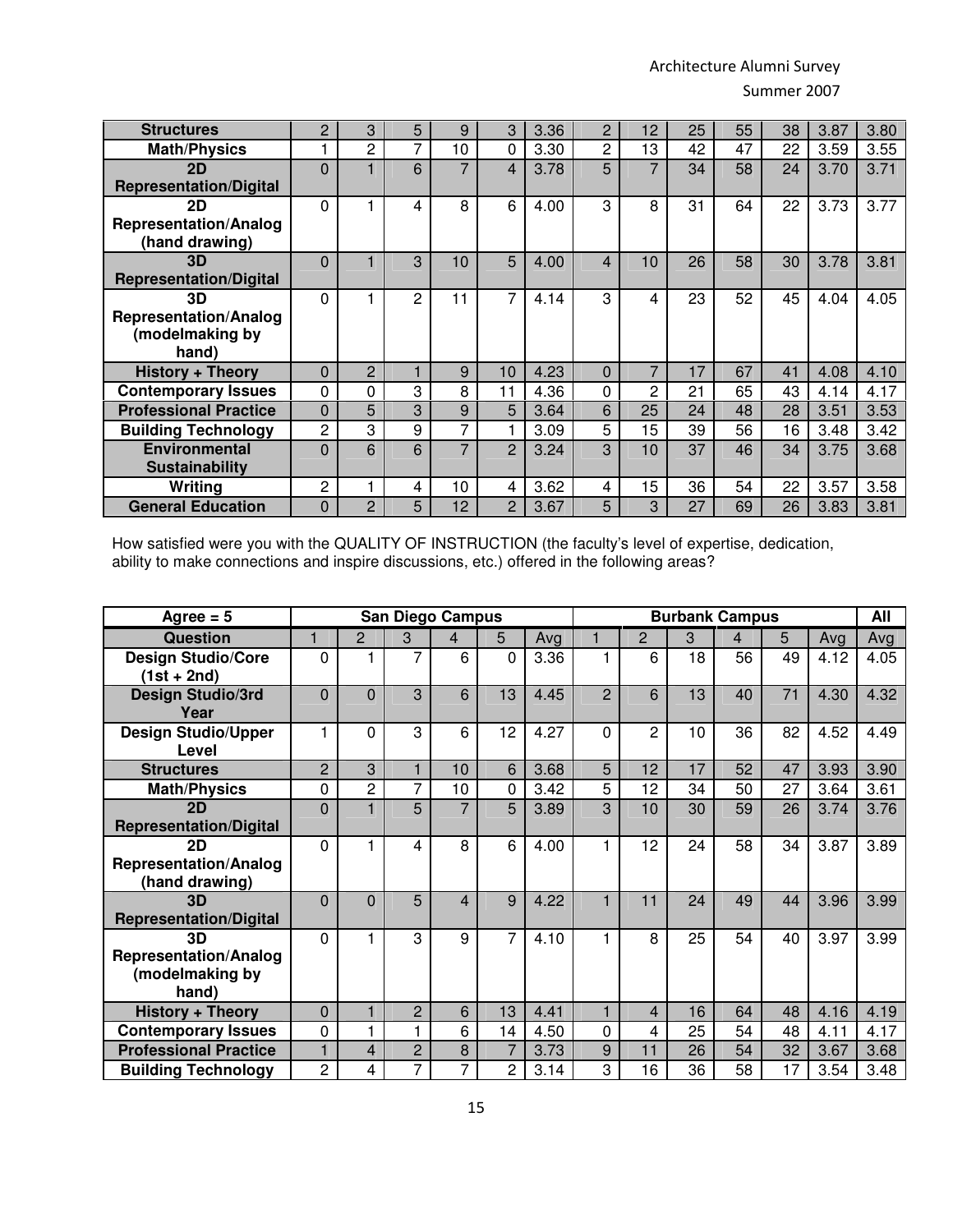| Structures | 2 | 3 | 5 | 9 | 3 | 3.36 | 2 | 12 | 25 | 55 | 38 | 3.87 | 3.80 |
|---|---|---|---|---|---|---|---|---|---|---|---|---|---|
| Math/Physics | 1 | 2 | 7 | 10 | 0 | 3.30 | 2 | 13 | 42 | 47 | 22 | 3.59 | 3.55 |
| 2D Representation/Digital | 0 | 1 | 6 | 7 | 4 | 3.78 | 5 | 7 | 34 | 58 | 24 | 3.70 | 3.71 |
| 2D Representation/Analog (hand drawing) | 0 | 1 | 4 | 8 | 6 | 4.00 | 3 | 8 | 31 | 64 | 22 | 3.73 | 3.77 |
| 3D Representation/Digital | 0 | 1 | 3 | 10 | 5 | 4.00 | 4 | 10 | 26 | 58 | 30 | 3.78 | 3.81 |
| 3D Representation/Analog (modelmaking by hand) | 0 | 1 | 2 | 11 | 7 | 4.14 | 3 | 4 | 23 | 52 | 45 | 4.04 | 4.05 |
| History + Theory | 0 | 2 | 1 | 9 | 10 | 4.23 | 0 | 7 | 17 | 67 | 41 | 4.08 | 4.10 |
| Contemporary Issues | 0 | 0 | 3 | 8 | 11 | 4.36 | 0 | 2 | 21 | 65 | 43 | 4.14 | 4.17 |
| Professional Practice | 0 | 5 | 3 | 9 | 5 | 3.64 | 6 | 25 | 24 | 48 | 28 | 3.51 | 3.53 |
| Building Technology | 2 | 3 | 9 | 7 | 1 | 3.09 | 5 | 15 | 39 | 56 | 16 | 3.48 | 3.42 |
| Environmental Sustainability | 0 | 6 | 6 | 7 | 2 | 3.24 | 3 | 10 | 37 | 46 | 34 | 3.75 | 3.68 |
| Writing | 2 | 1 | 4 | 10 | 4 | 3.62 | 4 | 15 | 36 | 54 | 22 | 3.57 | 3.58 |
| General Education | 0 | 2 | 5 | 12 | 2 | 3.67 | 5 | 3 | 27 | 69 | 26 | 3.83 | 3.81 |

How satisfied were you with the QUALITY OF INSTRUCTION (the faculty's level of expertise, dedication, ability to make connections and inspire discussions, etc.) offered in the following areas?

| Agree = 5 | San Diego Campus | | | | | | Burbank Campus | | | | | | All |
|---|---|---|---|---|---|---|---|---|---|---|---|---|---|
| Question | 1 | 2 | 3 | 4 | 5 | Avg | 1 | 2 | 3 | 4 | 5 | Avg | Avg |
| Design Studio/Core (1st + 2nd) | 0 | 1 | 7 | 6 | 0 | 3.36 | 1 | 6 | 18 | 56 | 49 | 4.12 | 4.05 |
| Design Studio/3rd Year | 0 | 0 | 3 | 6 | 13 | 4.45 | 2 | 6 | 13 | 40 | 71 | 4.30 | 4.32 |
| Design Studio/Upper Level | 1 | 0 | 3 | 6 | 12 | 4.27 | 0 | 2 | 10 | 36 | 82 | 4.52 | 4.49 |
| Structures | 2 | 3 | 1 | 10 | 6 | 3.68 | 5 | 12 | 17 | 52 | 47 | 3.93 | 3.90 |
| Math/Physics | 0 | 2 | 7 | 10 | 0 | 3.42 | 5 | 12 | 34 | 50 | 27 | 3.64 | 3.61 |
| 2D Representation/Digital | 0 | 1 | 5 | 7 | 5 | 3.89 | 3 | 10 | 30 | 59 | 26 | 3.74 | 3.76 |
| 2D Representation/Analog (hand drawing) | 0 | 1 | 4 | 8 | 6 | 4.00 | 1 | 12 | 24 | 58 | 34 | 3.87 | 3.89 |
| 3D Representation/Digital | 0 | 0 | 5 | 4 | 9 | 4.22 | 1 | 11 | 24 | 49 | 44 | 3.96 | 3.99 |
| 3D Representation/Analog (modelmaking by hand) | 0 | 1 | 3 | 9 | 7 | 4.10 | 1 | 8 | 25 | 54 | 40 | 3.97 | 3.99 |
| History + Theory | 0 | 1 | 2 | 6 | 13 | 4.41 | 1 | 4 | 16 | 64 | 48 | 4.16 | 4.19 |
| Contemporary Issues | 0 | 1 | 1 | 6 | 14 | 4.50 | 0 | 4 | 25 | 54 | 48 | 4.11 | 4.17 |
| Professional Practice | 1 | 4 | 2 | 8 | 7 | 3.73 | 9 | 11 | 26 | 54 | 32 | 3.67 | 3.68 |
| Building Technology | 2 | 4 | 7 | 7 | 2 | 3.14 | 3 | 16 | 36 | 58 | 17 | 3.54 | 3.48 |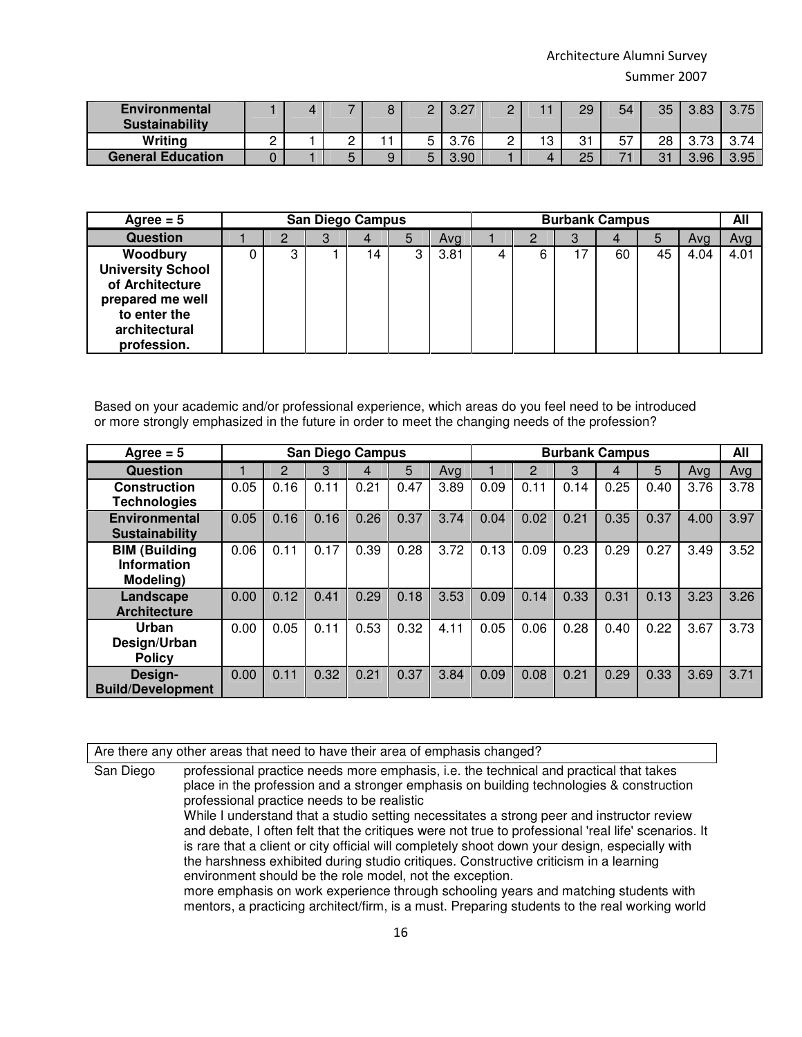| Environmental Sustainability | 1 | 4 | 7 | 8 | 2 | 3.27 | 2 | 11 | 29 | 54 | 35 | 3.83 | 3.75 |
|---|---|---|---|---|---|---|---|---|---|---|---|---|---|
| Writing | 2 | 1 | 2 | 11 | 5 | 3.76 | 2 | 13 | 31 | 57 | 28 | 3.73 | 3.74 |
| General Education | 0 | 1 | 5 | 9 | 5 | 3.90 | 1 | 4 | 25 | 71 | 31 | 3.96 | 3.95 |

| Agree = 5 | San Diego Campus | | | | | | Burbank Campus | | | | | | All |
|---|---|---|---|---|---|---|---|---|---|---|---|---|---|
| Question | 1 | 2 | 3 | 4 | 5 | Avg | 1 | 2 | 3 | 4 | 5 | Avg | Avg |
| Woodbury University School of Architecture prepared me well to enter the architectural profession. | 0 | 3 | 1 | 14 | 3 | 3.81 | 4 | 6 | 17 | 60 | 45 | 4.04 | 4.01 |

Based on your academic and/or professional experience, which areas do you feel need to be introduced or more strongly emphasized in the future in order to meet the changing needs of the profession?

| Agree = 5 | San Diego Campus | | | | | | Burbank Campus | | | | | | All |
|---|---|---|---|---|---|---|---|---|---|---|---|---|---|
| Question | 1 | 2 | 3 | 4 | 5 | Avg | 1 | 2 | 3 | 4 | 5 | Avg | Avg |
| Construction Technologies | 0.05 | 0.16 | 0.11 | 0.21 | 0.47 | 3.89 | 0.09 | 0.11 | 0.14 | 0.25 | 0.40 | 3.76 | 3.78 |
| Environmental Sustainability | 0.05 | 0.16 | 0.16 | 0.26 | 0.37 | 3.74 | 0.04 | 0.02 | 0.21 | 0.35 | 0.37 | 4.00 | 3.97 |
| BIM (Building Information Modeling) | 0.06 | 0.11 | 0.17 | 0.39 | 0.28 | 3.72 | 0.13 | 0.09 | 0.23 | 0.29 | 0.27 | 3.49 | 3.52 |
| Landscape Architecture | 0.00 | 0.12 | 0.41 | 0.29 | 0.18 | 3.53 | 0.09 | 0.14 | 0.33 | 0.31 | 0.13 | 3.23 | 3.26 |
| Urban Design/Urban Policy | 0.00 | 0.05 | 0.11 | 0.53 | 0.32 | 4.11 | 0.05 | 0.06 | 0.28 | 0.40 | 0.22 | 3.67 | 3.73 |
| Design-Build/Development | 0.00 | 0.11 | 0.32 | 0.21 | 0.37 | 3.84 | 0.09 | 0.08 | 0.21 | 0.29 | 0.33 | 3.69 | 3.71 |

Are there any other areas that need to have their area of emphasis changed?

San Diego

professional practice needs more emphasis, i.e. the technical and practical that takes place in the profession and a stronger emphasis on building technologies & construction

professional practice needs to be realistic

While I understand that a studio setting necessitates a strong peer and instructor review and debate, I often felt that the critiques were not true to professional 'real life' scenarios. It is rare that a client or city official will completely shoot down your design, especially with the harshness exhibited during studio critiques. Constructive criticism in a learning environment should be the role model, not the exception.

more emphasis on work experience through schooling years and matching students with mentors, a practicing architect/firm, is a must. Preparing students to the real working world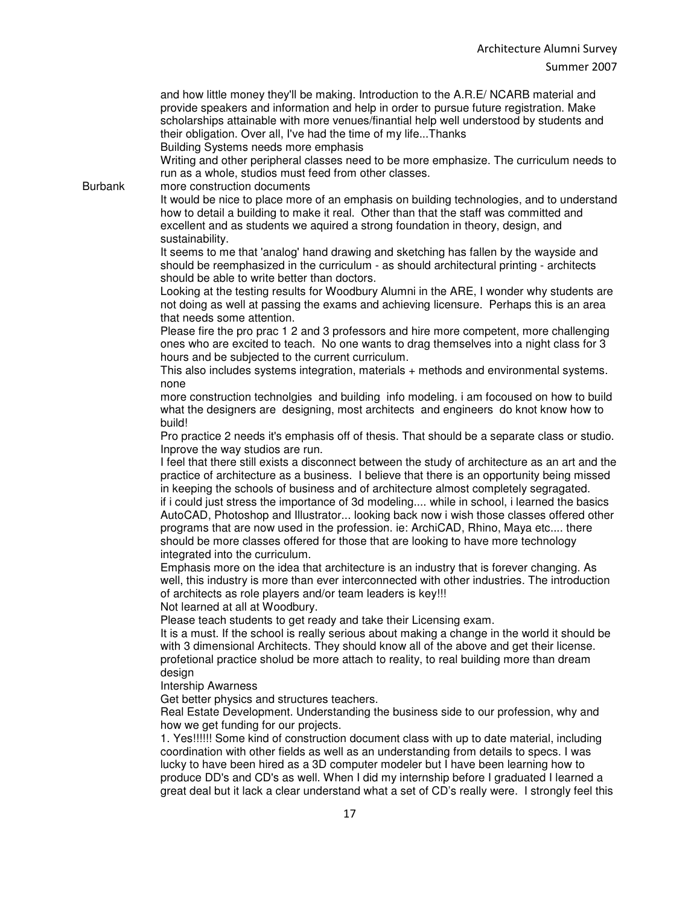and how little money they'll be making. Introduction to the A.R.E/ NCARB material and provide speakers and information and help in order to pursue future registration. Make scholarships attainable with more venues/finantial help well understood by students and their obligation. Over all, I've had the time of my life...Thanks

Building Systems needs more emphasis

Writing and other peripheral classes need to be more emphasize. The curriculum needs to run as a whole, studios must feed from other classes.

Burbank

more construction documents

It would be nice to place more of an emphasis on building technologies, and to understand how to detail a building to make it real. Other than that the staff was committed and excellent and as students we aquired a strong foundation in theory, design, and sustainability.

It seems to me that 'analog' hand drawing and sketching has fallen by the wayside and should be reemphasized in the curriculum - as should architectural printing - architects should be able to write better than doctors.

Looking at the testing results for Woodbury Alumni in the ARE, I wonder why students are not doing as well at passing the exams and achieving licensure. Perhaps this is an area that needs some attention.

Please fire the pro prac 1 2 and 3 professors and hire more competent, more challenging ones who are excited to teach. No one wants to drag themselves into a night class for 3 hours and be subjected to the current curriculum.

This also includes systems integration, materials + methods and environmental systems.

none

more construction technolgies and building info modeling. i am focoused on how to build what the designers are designing, most architects and engineers do knot know how to build!

Pro practice 2 needs it's emphasis off of thesis. That should be a separate class or studio.

Inprove the way studios are run.

I feel that there still exists a disconnect between the study of architecture as an art and the practice of architecture as a business. I believe that there is an opportunity being missed in keeping the schools of business and of architecture almost completely segragated.

if i could just stress the importance of 3d modeling.... while in school, i learned the basics AutoCAD, Photoshop and Illustrator... looking back now i wish those classes offered other programs that are now used in the profession. ie: ArchiCAD, Rhino, Maya etc.... there should be more classes offered for those that are looking to have more technology integrated into the curriculum.

Emphasis more on the idea that architecture is an industry that is forever changing. As well, this industry is more than ever interconnected with other industries. The introduction of architects as role players and/or team leaders is key!!!

Not learned at all at Woodbury.

Please teach students to get ready and take their Licensing exam.

It is a must. If the school is really serious about making a change in the world it should be with 3 dimensional Architects. They should know all of the above and get their license.

profetional practice sholud be more attach to reality, to real building more than dream design

Intership Awarness

Get better physics and structures teachers.

Real Estate Development. Understanding the business side to our profession, why and how we get funding for our projects.

1. Yes!!!!!! Some kind of construction document class with up to date material, including coordination with other fields as well as an understanding from details to specs. I was lucky to have been hired as a 3D computer modeler but I have been learning how to produce DD's and CD's as well. When I did my internship before I graduated I learned a great deal but it lack a clear understand what a set of CD's really were. I strongly feel this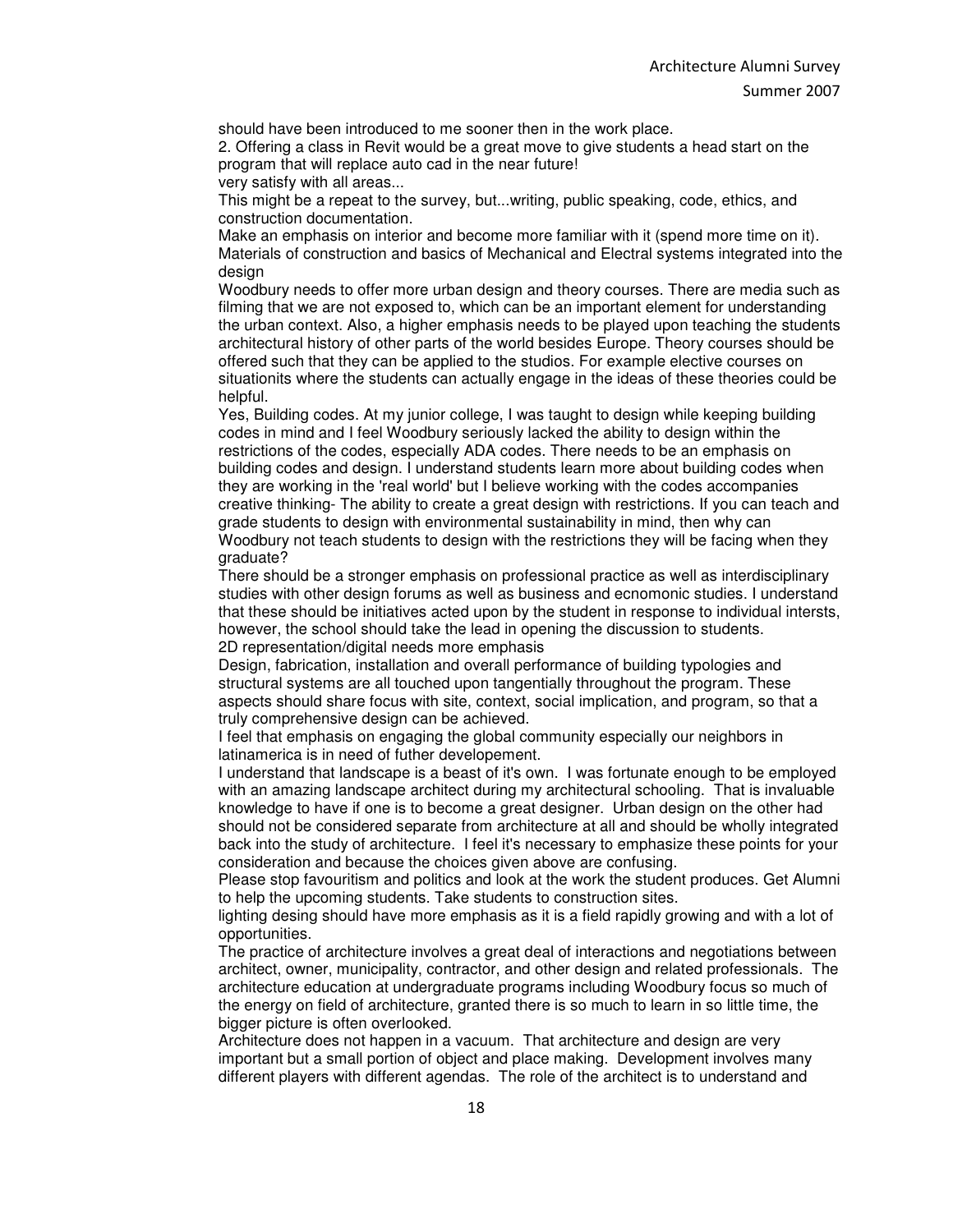should have been introduced to me sooner then in the work place.

2. Offering a class in Revit would be a great move to give students a head start on the program that will replace auto cad in the near future!

very satisfy with all areas...

This might be a repeat to the survey, but...writing, public speaking, code, ethics, and construction documentation.

Make an emphasis on interior and become more familiar with it (spend more time on it).

Materials of construction and basics of Mechanical and Electral systems integrated into the design

Woodbury needs to offer more urban design and theory courses. There are media such as filming that we are not exposed to, which can be an important element for understanding the urban context. Also, a higher emphasis needs to be played upon teaching the students architectural history of other parts of the world besides Europe. Theory courses should be offered such that they can be applied to the studios. For example elective courses on situationits where the students can actually engage in the ideas of these theories could be helpful.

Yes, Building codes. At my junior college, I was taught to design while keeping building codes in mind and I feel Woodbury seriously lacked the ability to design within the restrictions of the codes, especially ADA codes. There needs to be an emphasis on building codes and design. I understand students learn more about building codes when they are working in the 'real world' but I believe working with the codes accompanies creative thinking- The ability to create a great design with restrictions. If you can teach and grade students to design with environmental sustainability in mind, then why can Woodbury not teach students to design with the restrictions they will be facing when they graduate?

There should be a stronger emphasis on professional practice as well as interdisciplinary studies with other design forums as well as business and ecnomonic studies. I understand that these should be initiatives acted upon by the student in response to individual intersts, however, the school should take the lead in opening the discussion to students.

2D representation/digital needs more emphasis

Design, fabrication, installation and overall performance of building typologies and structural systems are all touched upon tangentially throughout the program. These aspects should share focus with site, context, social implication, and program, so that a truly comprehensive design can be achieved.

I feel that emphasis on engaging the global community especially our neighbors in latinamerica is in need of futher developement.

I understand that landscape is a beast of it's own. I was fortunate enough to be employed with an amazing landscape architect during my architectural schooling. That is invaluable knowledge to have if one is to become a great designer. Urban design on the other had should not be considered separate from architecture at all and should be wholly integrated back into the study of architecture. I feel it's necessary to emphasize these points for your consideration and because the choices given above are confusing.

Please stop favouritism and politics and look at the work the student produces. Get Alumni to help the upcoming students. Take students to construction sites.

lighting desing should have more emphasis as it is a field rapidly growing and with a lot of opportunities.

The practice of architecture involves a great deal of interactions and negotiations between architect, owner, municipality, contractor, and other design and related professionals. The architecture education at undergraduate programs including Woodbury focus so much of the energy on field of architecture, granted there is so much to learn in so little time, the bigger picture is often overlooked.

Architecture does not happen in a vacuum. That architecture and design are very important but a small portion of object and place making. Development involves many different players with different agendas. The role of the architect is to understand and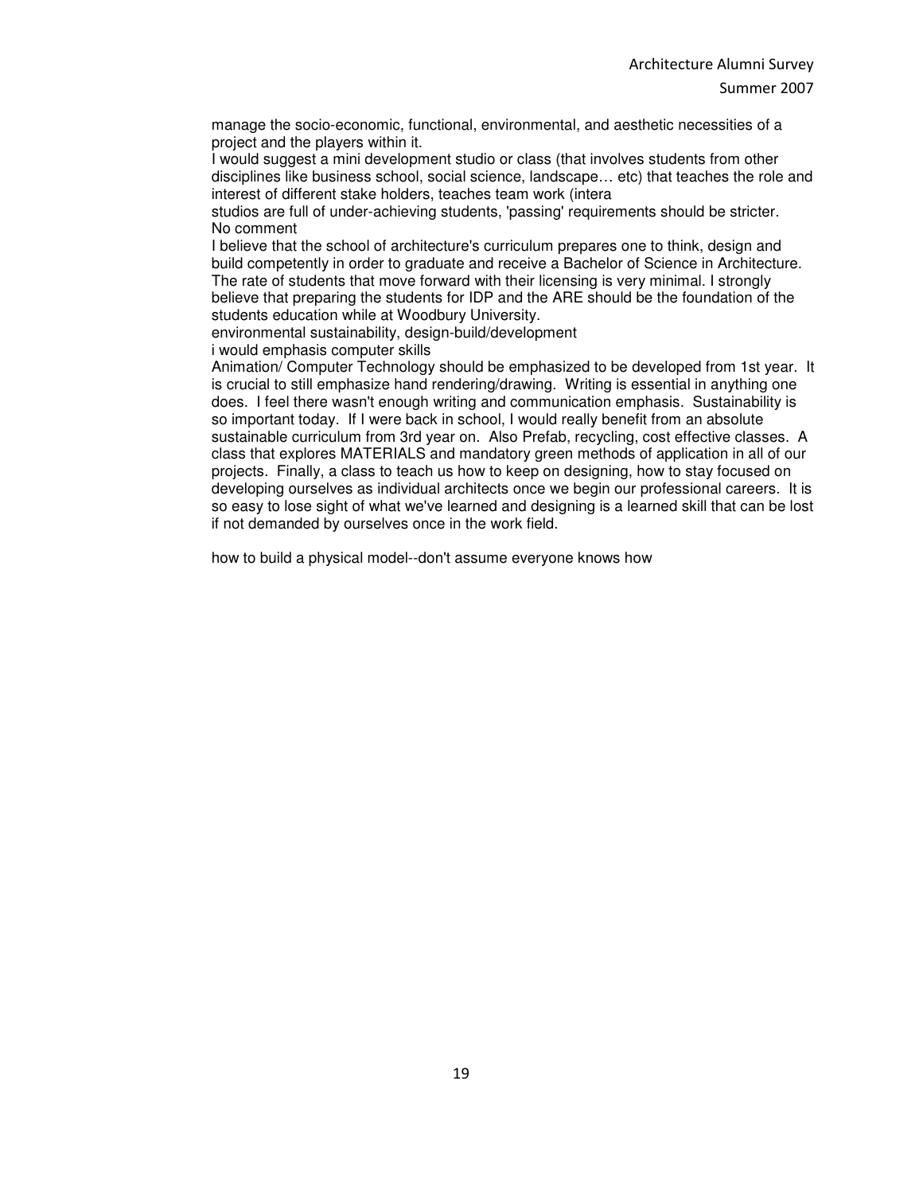manage the socio-economic, functional, environmental, and aesthetic necessities of a project and the players within it.

I would suggest a mini development studio or class (that involves students from other disciplines like business school, social science, landscape… etc) that teaches the role and interest of different stake holders, teaches team work (intera

studios are full of under-achieving students, 'passing' requirements should be stricter.

No comment

I believe that the school of architecture's curriculum prepares one to think, design and build competently in order to graduate and receive a Bachelor of Science in Architecture. The rate of students that move forward with their licensing is very minimal. I strongly believe that preparing the students for IDP and the ARE should be the foundation of the students education while at Woodbury University.

environmental sustainability, design-build/development

i would emphasis computer skills

Animation/ Computer Technology should be emphasized to be developed from 1st year. It is crucial to still emphasize hand rendering/drawing. Writing is essential in anything one does. I feel there wasn't enough writing and communication emphasis. Sustainability is so important today. If I were back in school, I would really benefit from an absolute sustainable curriculum from 3rd year on. Also Prefab, recycling, cost effective classes. A class that explores MATERIALS and mandatory green methods of application in all of our projects. Finally, a class to teach us how to keep on designing, how to stay focused on developing ourselves as individual architects once we begin our professional careers. It is so easy to lose sight of what we've learned and designing is a learned skill that can be lost if not demanded by ourselves once in the work field.

how to build a physical model--don't assume everyone knows how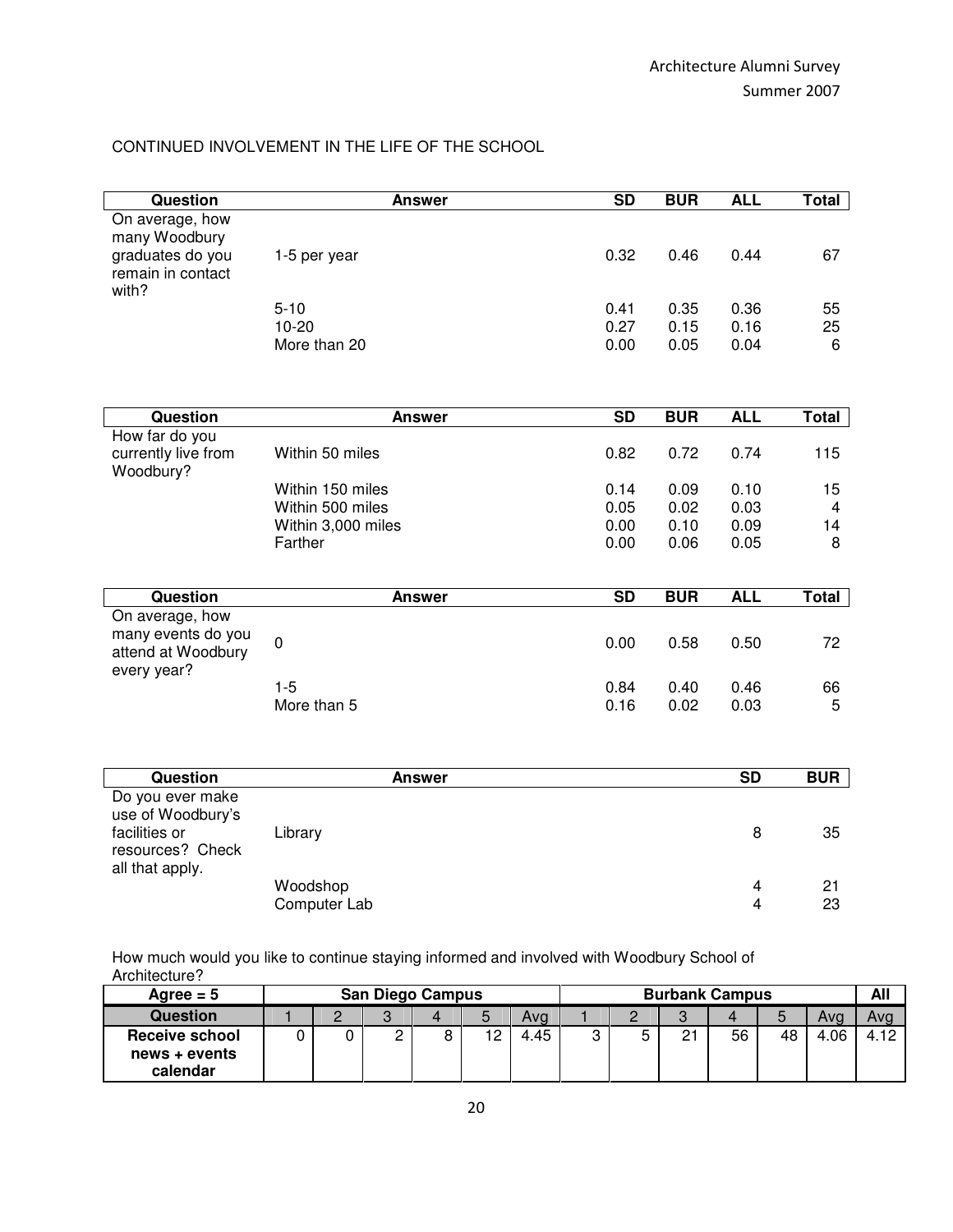CONTINUED INVOLVEMENT IN THE LIFE OF THE SCHOOL

| Question | Answer | SD | BUR | ALL | Total |
|---|---|---|---|---|---|
| On average, how many Woodbury graduates do you remain in contact with? | 1-5 per year | 0.32 | 0.46 | 0.44 | 67 |
| | 5-10 | 0.41 | 0.35 | 0.36 | 55 |
| | 10-20 | 0.27 | 0.15 | 0.16 | 25 |
| | More than 20 | 0.00 | 0.05 | 0.04 | 6 |

| Question | Answer | SD | BUR | ALL | Total |
|---|---|---|---|---|---|
| How far do you currently live from Woodbury? | Within 50 miles | 0.82 | 0.72 | 0.74 | 115 |
| | Within 150 miles | 0.14 | 0.09 | 0.10 | 15 |
| | Within 500 miles | 0.05 | 0.02 | 0.03 | 4 |
| | Within 3,000 miles | 0.00 | 0.10 | 0.09 | 14 |
| | Farther | 0.00 | 0.06 | 0.05 | 8 |

| Question | Answer | SD | BUR | ALL | Total |
|---|---|---|---|---|---|
| On average, how many events do you attend at Woodbury every year? | 0 | 0.00 | 0.58 | 0.50 | 72 |
| | 1-5 | 0.84 | 0.40 | 0.46 | 66 |
| | More than 5 | 0.16 | 0.02 | 0.03 | 5 |

| Question | Answer | SD | BUR |
|---|---|---|---|
| Do you ever make use of Woodbury's facilities or resources? Check all that apply. | Library | 8 | 35 |
| | Woodshop | 4 | 21 |
| | Computer Lab | 4 | 23 |

How much would you like to continue staying informed and involved with Woodbury School of Architecture?

| Agree = 5 | San Diego Campus | | | | | | Burbank Campus | | | | | | All |
|---|---|---|---|---|---|---|---|---|---|---|---|---|---|
| **Question** | 1 | 2 | 3 | 4 | 5 | Avg | 1 | 2 | 3 | 4 | 5 | Avg | Avg |
| **Receive school news + events calendar** | 0 | 0 | 2 | 8 | 12 | 4.45 | 3 | 5 | 21 | 56 | 48 | 4.06 | 4.12 |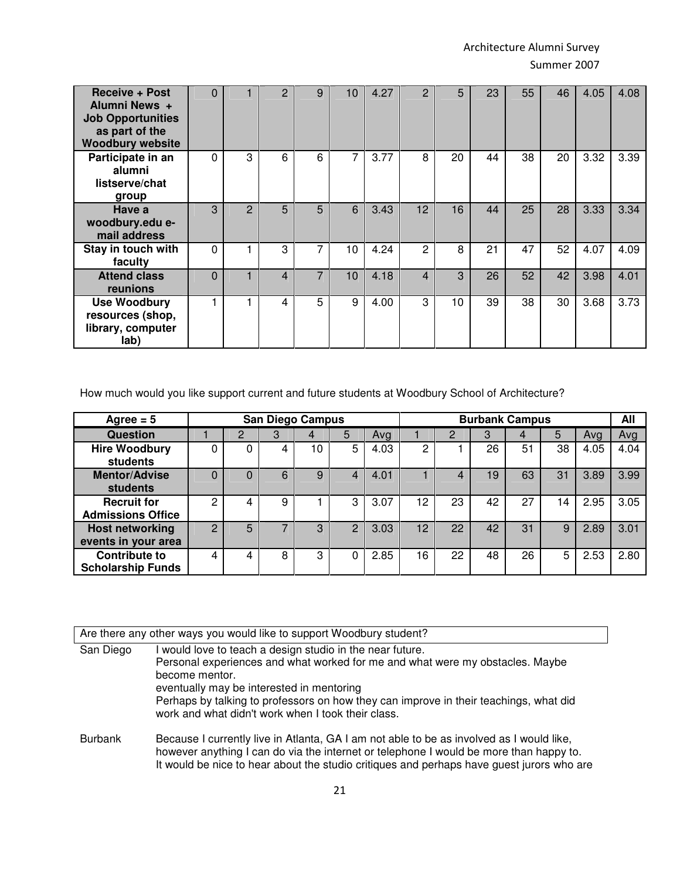| Receive + Post Alumni News + Job Opportunities as part of the Woodbury website | 0 | 1 | 2 | 9 | 10 | 4.27 | 2 | 5 | 23 | 55 | 46 | 4.05 | 4.08 |
|---|---|---|---|---|---|---|---|---|---|---|---|---|---|
| Participate in an alumni listserve/chat group | 0 | 3 | 6 | 6 | 7 | 3.77 | 8 | 20 | 44 | 38 | 20 | 3.32 | 3.39 |
| Have a woodbury.edu e-mail address | 3 | 2 | 5 | 5 | 6 | 3.43 | 12 | 16 | 44 | 25 | 28 | 3.33 | 3.34 |
| Stay in touch with faculty | 0 | 1 | 3 | 7 | 10 | 4.24 | 2 | 8 | 21 | 47 | 52 | 4.07 | 4.09 |
| Attend class reunions | 0 | 1 | 4 | 7 | 10 | 4.18 | 4 | 3 | 26 | 52 | 42 | 3.98 | 4.01 |
| Use Woodbury resources (shop, library, computer lab) | 1 | 1 | 4 | 5 | 9 | 4.00 | 3 | 10 | 39 | 38 | 30 | 3.68 | 3.73 |

How much would you like support current and future students at Woodbury School of Architecture?

| Agree = 5 | San Diego Campus | | | | | | Burbank Campus | | | | | | All |
|---|---|---|---|---|---|---|---|---|---|---|---|---|---|
| Question | 1 | 2 | 3 | 4 | 5 | Avg | 1 | 2 | 3 | 4 | 5 | Avg | Avg |
| Hire Woodbury students | 0 | 0 | 4 | 10 | 5 | 4.03 | 2 | 1 | 26 | 51 | 38 | 4.05 | 4.04 |
| Mentor/Advise students | 0 | 0 | 6 | 9 | 4 | 4.01 | 1 | 4 | 19 | 63 | 31 | 3.89 | 3.99 |
| Recruit for Admissions Office | 2 | 4 | 9 | 1 | 3 | 3.07 | 12 | 23 | 42 | 27 | 14 | 2.95 | 3.05 |
| Host networking events in your area | 2 | 5 | 7 | 3 | 2 | 3.03 | 12 | 22 | 42 | 31 | 9 | 2.89 | 3.01 |
| Contribute to Scholarship Funds | 4 | 4 | 8 | 3 | 0 | 2.85 | 16 | 22 | 48 | 26 | 5 | 2.53 | 2.80 |

| Are there any other ways you would like to support Woodbury student? | |
|---|---|
| San Diego | I would love to teach a design studio in the near future.<br>Personal experiences and what worked for me and what were my obstacles. Maybe become mentor.<br>eventually may be interested in mentoring<br>Perhaps by talking to professors on how they can improve in their teachings, what did work and what didn't work when I took their class. |
| Burbank | Because I currently live in Atlanta, GA I am not able to be as involved as I would like, however anything I can do via the internet or telephone I would be more than happy to.<br>It would be nice to hear about the studio critiques and perhaps have guest jurors who are |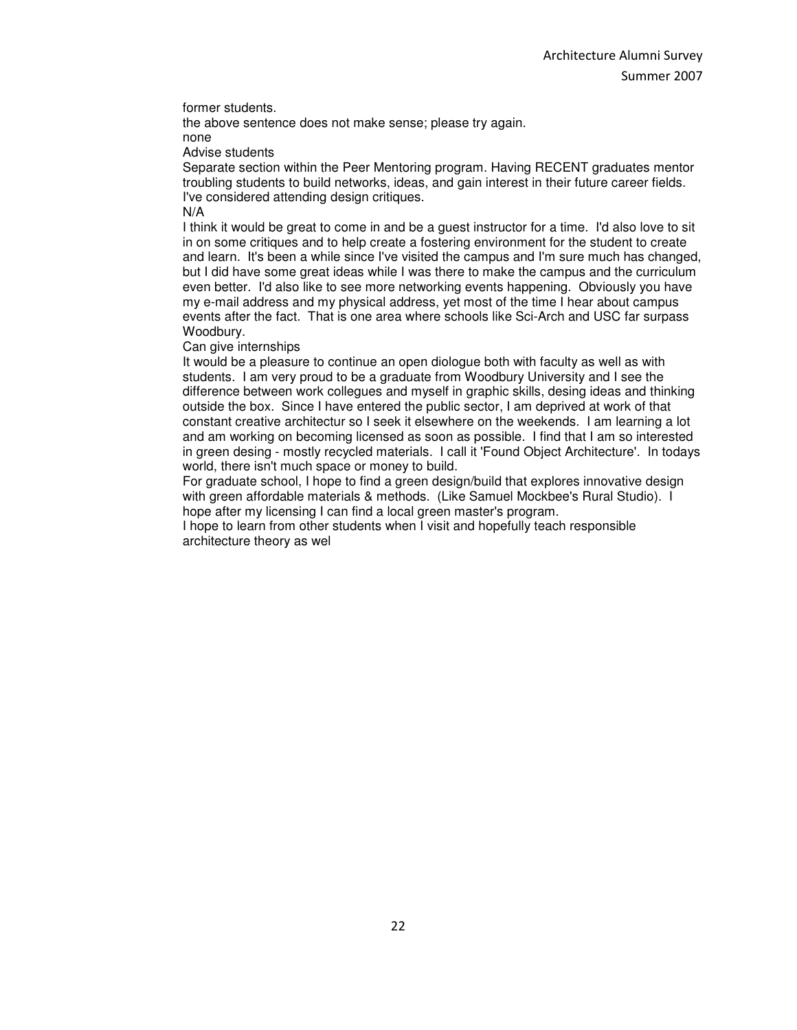former students.

the above sentence does not make sense; please try again.

none

Advise students

Separate section within the Peer Mentoring program. Having RECENT graduates mentor troubling students to build networks, ideas, and gain interest in their future career fields.

I've considered attending design critiques.

N/A

I think it would be great to come in and be a guest instructor for a time. I'd also love to sit in on some critiques and to help create a fostering environment for the student to create and learn. It's been a while since I've visited the campus and I'm sure much has changed, but I did have some great ideas while I was there to make the campus and the curriculum even better. I'd also like to see more networking events happening. Obviously you have my e-mail address and my physical address, yet most of the time I hear about campus events after the fact. That is one area where schools like Sci-Arch and USC far surpass Woodbury.

Can give internships

It would be a pleasure to continue an open diologue both with faculty as well as with students. I am very proud to be a graduate from Woodbury University and I see the difference between work collegues and myself in graphic skills, desing ideas and thinking outside the box. Since I have entered the public sector, I am deprived at work of that constant creative architectur so I seek it elsewhere on the weekends. I am learning a lot and am working on becoming licensed as soon as possible. I find that I am so interested in green desing - mostly recycled materials. I call it 'Found Object Architecture'. In todays world, there isn't much space or money to build.

For graduate school, I hope to find a green design/build that explores innovative design with green affordable materials & methods. (Like Samuel Mockbee's Rural Studio). I hope after my licensing I can find a local green master's program.

I hope to learn from other students when I visit and hopefully teach responsible architecture theory as wel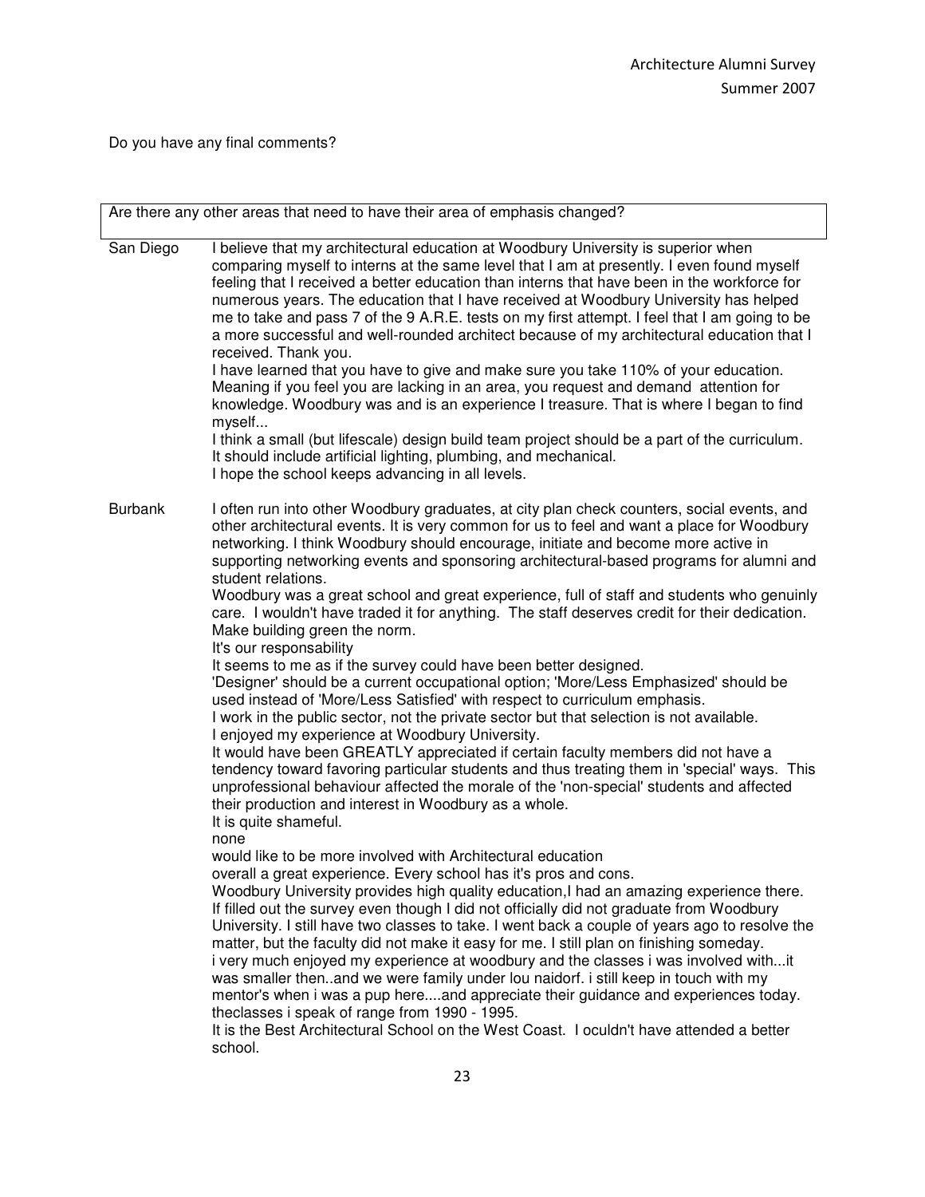Do you have any final comments?

| Are there any other areas that need to have their area of emphasis changed? | |
|---|---|
| San Diego | I believe that my architectural education at Woodbury University is superior when comparing myself to interns at the same level that I am at presently. I even found myself feeling that I received a better education than interns that have been in the workforce for numerous years. The education that I have received at Woodbury University has helped me to take and pass 7 of the 9 A.R.E. tests on my first attempt. I feel that I am going to be a more successful and well-rounded architect because of my architectural education that I received. Thank you.<br>I have learned that you have to give and make sure you take 110% of your education. Meaning if you feel you are lacking in an area, you request and demand attention for knowledge. Woodbury was and is an experience I treasure. That is where I began to find myself...<br>I think a small (but lifescale) design build team project should be a part of the curriculum. It should include artificial lighting, plumbing, and mechanical.<br>I hope the school keeps advancing in all levels. |
| Burbank | I often run into other Woodbury graduates, at city plan check counters, social events, and other architectural events. It is very common for us to feel and want a place for Woodbury networking. I think Woodbury should encourage, initiate and become more active in supporting networking events and sponsoring architectural-based programs for alumni and student relations.<br>Woodbury was a great school and great experience, full of staff and students who genuinly care. I wouldn't have traded it for anything. The staff deserves credit for their dedication.<br>Make building green the norm.<br>It's our responsability<br>It seems to me as if the survey could have been better designed.<br>'Designer' should be a current occupational option; 'More/Less Emphasized' should be used instead of 'More/Less Satisfied' with respect to curriculum emphasis.<br>I work in the public sector, not the private sector but that selection is not available.<br>I enjoyed my experience at Woodbury University.<br>It would have been GREATLY appreciated if certain faculty members did not have a tendency toward favoring particular students and thus treating them in 'special' ways. This unprofessional behaviour affected the morale of the 'non-special' students and affected their production and interest in Woodbury as a whole.<br>It is quite shameful.<br>none<br>would like to be more involved with Architectural education<br>overall a great experience. Every school has it's pros and cons.<br>Woodbury University provides high quality education,I had an amazing experience there.<br>If filled out the survey even though I did not officially did not graduate from Woodbury University. I still have two classes to take. I went back a couple of years ago to resolve the matter, but the faculty did not make it easy for me. I still plan on finishing someday.<br>i very much enjoyed my experience at woodbury and the classes i was involved with...it was smaller then..and we were family under lou naidorf. i still keep in touch with my mentor's when i was a pup here....and appreciate their guidance and experiences today. theclasses i speak of range from 1990 - 1995.<br>It is the Best Architectural School on the West Coast. I ouldn't have attended a better school. |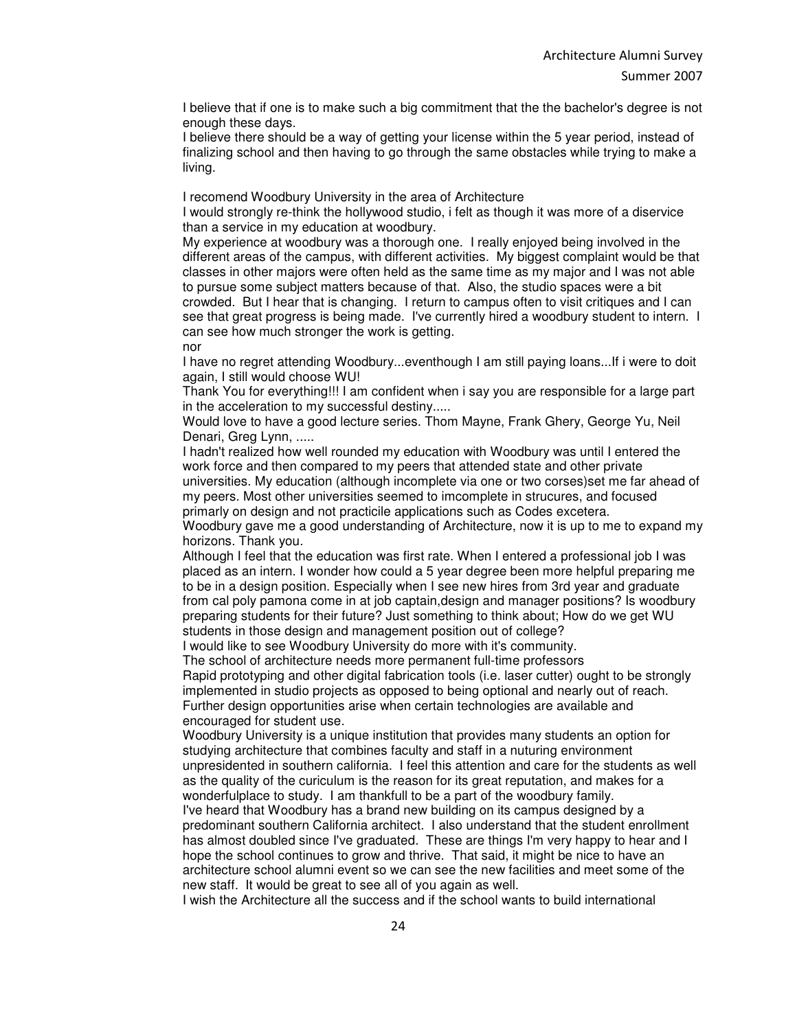I believe that if one is to make such a big commitment that the the bachelor's degree is not enough these days.

I believe there should be a way of getting your license within the 5 year period, instead of finalizing school and then having to go through the same obstacles while trying to make a living.

I recomend Woodbury University in the area of Architecture

I would strongly re-think the hollywood studio, i felt as though it was more of a diservice than a service in my education at woodbury.

My experience at woodbury was a thorough one. I really enjoyed being involved in the different areas of the campus, with different activities. My biggest complaint would be that classes in other majors were often held as the same time as my major and I was not able to pursue some subject matters because of that. Also, the studio spaces were a bit crowded. But I hear that is changing. I return to campus often to visit critiques and I can see that great progress is being made. I've currently hired a woodbury student to intern. I can see how much stronger the work is getting.

nor

I have no regret attending Woodbury...eventhough I am still paying loans...If i were to doit again, I still would choose WU!

Thank You for everything!!! I am confident when i say you are responsible for a large part in the acceleration to my successful destiny.....

Would love to have a good lecture series. Thom Mayne, Frank Ghery, George Yu, Neil Denari, Greg Lynn, .....

I hadn't realized how well rounded my education with Woodbury was until I entered the work force and then compared to my peers that attended state and other private universities. My education (although incomplete via one or two corses)set me far ahead of my peers. Most other universities seemed to imcomplete in strucures, and focused primarly on design and not practicile applications such as Codes excetera.

Woodbury gave me a good understanding of Architecture, now it is up to me to expand my horizons. Thank you.

Although I feel that the education was first rate. When I entered a professional job I was placed as an intern. I wonder how could a 5 year degree been more helpful preparing me to be in a design position. Especially when I see new hires from 3rd year and graduate from cal poly pamona come in at job captain,design and manager positions? Is woodbury preparing students for their future? Just something to think about; How do we get WU students in those design and management position out of college?

I would like to see Woodbury University do more with it's community.

The school of architecture needs more permanent full-time professors

Rapid prototyping and other digital fabrication tools (i.e. laser cutter) ought to be strongly implemented in studio projects as opposed to being optional and nearly out of reach. Further design opportunities arise when certain technologies are available and encouraged for student use.

Woodbury University is a unique institution that provides many students an option for studying architecture that combines faculty and staff in a nuturing environment unpresidented in southern california. I feel this attention and care for the students as well as the quality of the curiculum is the reason for its great reputation, and makes for a wonderfulplace to study. I am thankfull to be a part of the woodbury family.

I've heard that Woodbury has a brand new building on its campus designed by a predominant southern California architect. I also understand that the student enrollment has almost doubled since I've graduated. These are things I'm very happy to hear and I hope the school continues to grow and thrive. That said, it might be nice to have an architecture school alumni event so we can see the new facilities and meet some of the new staff. It would be great to see all of you again as well.

I wish the Architecture all the success and if the school wants to build international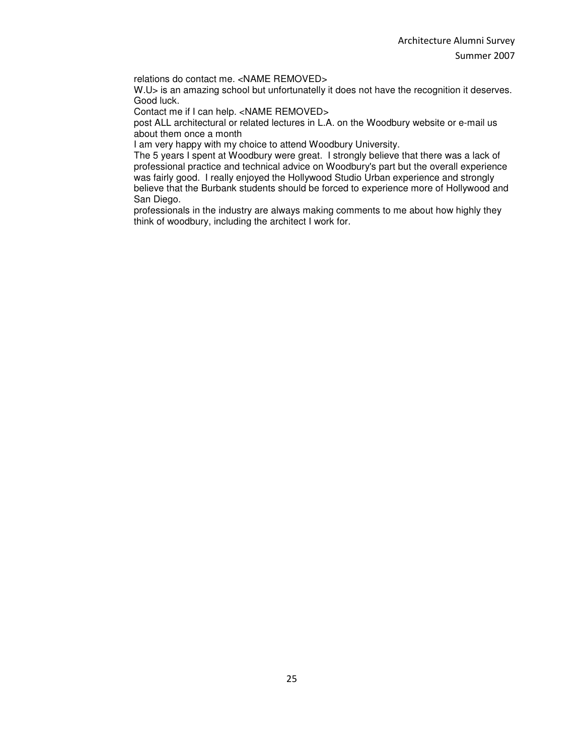relations do contact me. <NAME REMOVED>

W.U> is an amazing school but unfortunatelly it does not have the recognition it deserves. Good luck.

Contact me if I can help. <NAME REMOVED>

post ALL architectural or related lectures in L.A. on the Woodbury website or e-mail us about them once a month

I am very happy with my choice to attend Woodbury University.

The 5 years I spent at Woodbury were great. I strongly believe that there was a lack of professional practice and technical advice on Woodbury's part but the overall experience was fairly good. I really enjoyed the Hollywood Studio Urban experience and strongly believe that the Burbank students should be forced to experience more of Hollywood and San Diego.

professionals in the industry are always making comments to me about how highly they think of woodbury, including the architect I work for.